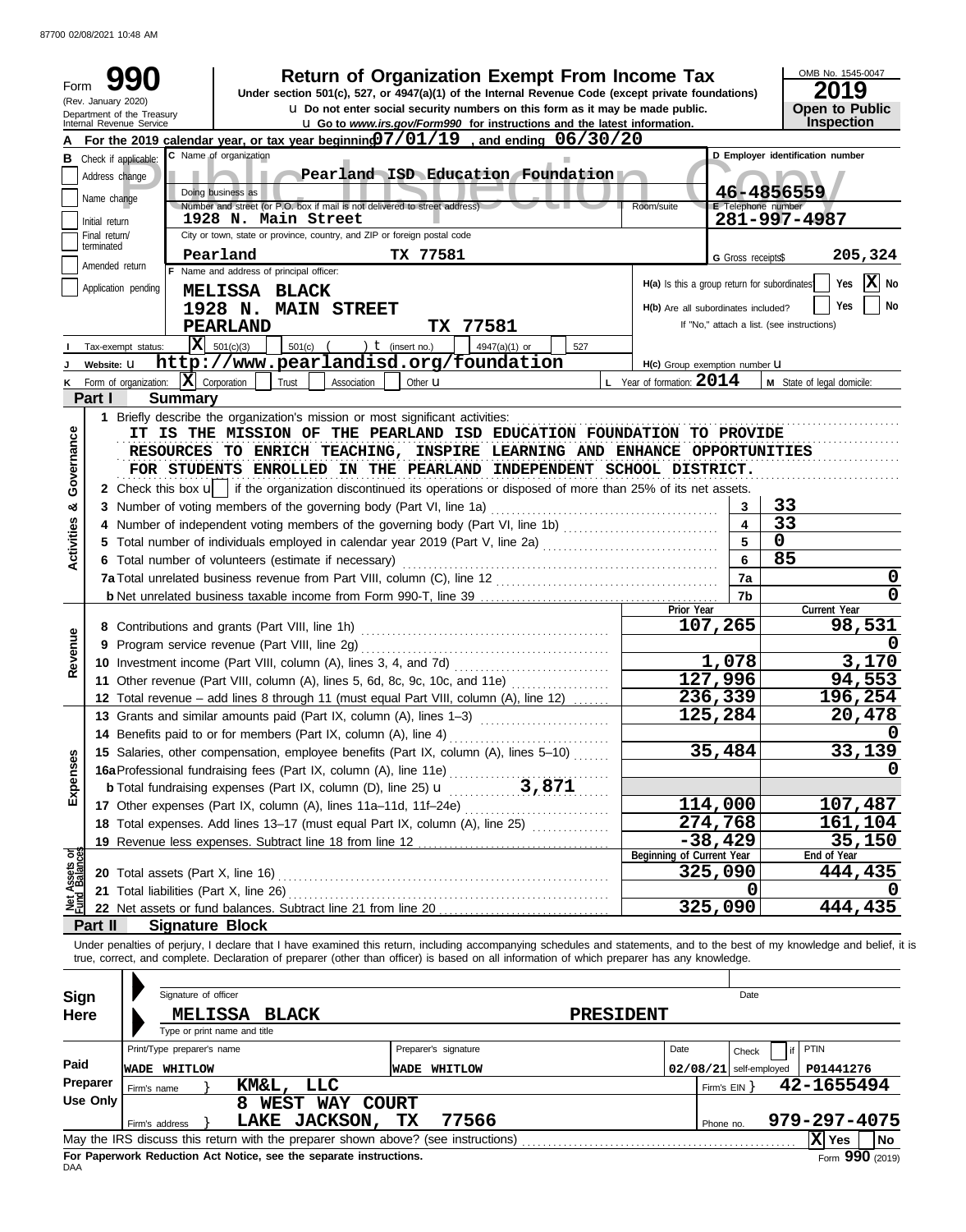87700 02/08/2021 10:48 AM

# Form 990 — Return of Organization Exempt From Income Tax

(Rev. January 2020)
Department of the Treasury
Internal Revenue Service

Under section 501(c), 527, or 4947(a)(1) of the Internal Revenue Code (except private foundations)

u Do not enter social security numbers on this form as it may be made public.

u Go to *www.irs.gov/Form990* for instructions and the latest information.

OMB No. 1545-0047
**2019**
**Open to Public Inspection**

**A** For the 2019 calendar year, or tax year beginning 07/01/19, and ending 06/30/20

**B** Check if applicable: Address change / Name change / Initial return / Final return/terminated / Amended return / Application pending

**C** Name of organization: Pearland ISD Education Foundation
Doing business as
Number and street (or P.O. box if mail is not delivered to street address): 1928 N. Main Street — Room/suite
City or town, state or province, country, and ZIP or foreign postal code: Pearland TX 77581

**D** Employer identification number: 46-4856559
**E** Telephone number: 281-997-4987
**G** Gross receipts$ 205,324

**F** Name and address of principal officer:
MELISSA BLACK
1928 N. MAIN STREET
PEARLAND TX 77581

H(a) Is this a group return for subordinates? Yes [ ] No [X]
H(b) Are all subordinates included? Yes [ ] No [ ]
If "No," attach a list. (see instructions)

**I** Tax-exempt status: [X] 501(c)(3) [ ] 501(c) ( ) t (insert no.) [ ] 4947(a)(1) or [ ] 527

**J** Website: u http://www.pearlandisd.org/foundation

H(c) Group exemption number u

**K** Form of organization: [X] Corporation [ ] Trust [ ] Association [ ] Other u

**L** Year of formation: 2014 **M** State of legal domicile:

## Part I Summary

**Activities & Governance**

1 Briefly describe the organization's mission or most significant activities:
IT IS THE MISSION OF THE PEARLAND ISD EDUCATION FOUNDATION TO PROVIDE RESOURCES TO ENRICH TEACHING, INSPIRE LEARNING AND ENHANCE OPPORTUNITIES FOR STUDENTS ENROLLED IN THE PEARLAND INDEPENDENT SCHOOL DISTRICT.

2 Check this box u [ ] if the organization discontinued its operations or disposed of more than 25% of its net assets.

| | | |
|---|---|---|
| 3 Number of voting members of the governing body (Part VI, line 1a) | 3 | 33 |
| 4 Number of independent voting members of the governing body (Part VI, line 1b) | 4 | 33 |
| 5 Total number of individuals employed in calendar year 2019 (Part V, line 2a) | 5 | 0 |
| 6 Total number of volunteers (estimate if necessary) | 6 | 85 |
| 7a Total unrelated business revenue from Part VIII, column (C), line 12 | 7a | 0 |
| b Net unrelated business taxable income from Form 990-T, line 39 | 7b | 0 |

| | Prior Year | Current Year |
|---|---|---|
| **Revenue** | | |
| 8 Contributions and grants (Part VIII, line 1h) | 107,265 | 98,531 |
| 9 Program service revenue (Part VIII, line 2g) | | 0 |
| 10 Investment income (Part VIII, column (A), lines 3, 4, and 7d) | 1,078 | 3,170 |
| 11 Other revenue (Part VIII, column (A), lines 5, 6d, 8c, 9c, 10c, and 11e) | 127,996 | 94,553 |
| 12 Total revenue – add lines 8 through 11 (must equal Part VIII, column (A), line 12) | 236,339 | 196,254 |
| **Expenses** | | |
| 13 Grants and similar amounts paid (Part IX, column (A), lines 1–3) | 125,284 | 20,478 |
| 14 Benefits paid to or for members (Part IX, column (A), line 4) | | 0 |
| 15 Salaries, other compensation, employee benefits (Part IX, column (A), lines 5–10) | 35,484 | 33,139 |
| 16a Professional fundraising fees (Part IX, column (A), line 11e) | | 0 |
| b Total fundraising expenses (Part IX, column (D), line 25) u 3,871 | | |
| 17 Other expenses (Part IX, column (A), lines 11a–11d, 11f–24e) | 114,000 | 107,487 |
| 18 Total expenses. Add lines 13–17 (must equal Part IX, column (A), line 25) | 274,768 | 161,104 |
| 19 Revenue less expenses. Subtract line 18 from line 12 | -38,429 | 35,150 |
| **Net Assets or Fund Balances** | **Beginning of Current Year** | **End of Year** |
| 20 Total assets (Part X, line 16) | 325,090 | 444,435 |
| 21 Total liabilities (Part X, line 26) | 0 | 0 |
| 22 Net assets or fund balances. Subtract line 21 from line 20 | 325,090 | 444,435 |

## Part II Signature Block

Under penalties of perjury, I declare that I have examined this return, including accompanying schedules and statements, and to the best of my knowledge and belief, it is true, correct, and complete. Declaration of preparer (other than officer) is based on all information of which preparer has any knowledge.

**Sign Here**
Signature of officer — Date
MELISSA BLACK PRESIDENT
Type or print name and title

**Paid Preparer Use Only**

| Print/Type preparer's name | Preparer's signature | Date | Check if self-employed | PTIN |
|---|---|---|---|---|
| WADE WHITLOW | WADE WHITLOW | 02/08/21 | | P01441276 |

Firm's name } KM&L, LLC — Firm's EIN } 42-1655494
Firm's address } 8 WEST WAY COURT, LAKE JACKSON, TX 77566 — Phone no. 979-297-4075

May the IRS discuss this return with the preparer shown above? (see instructions) [X] Yes [ ] No

**For Paperwork Reduction Act Notice, see the separate instructions.**
DAA Form **990** (2019)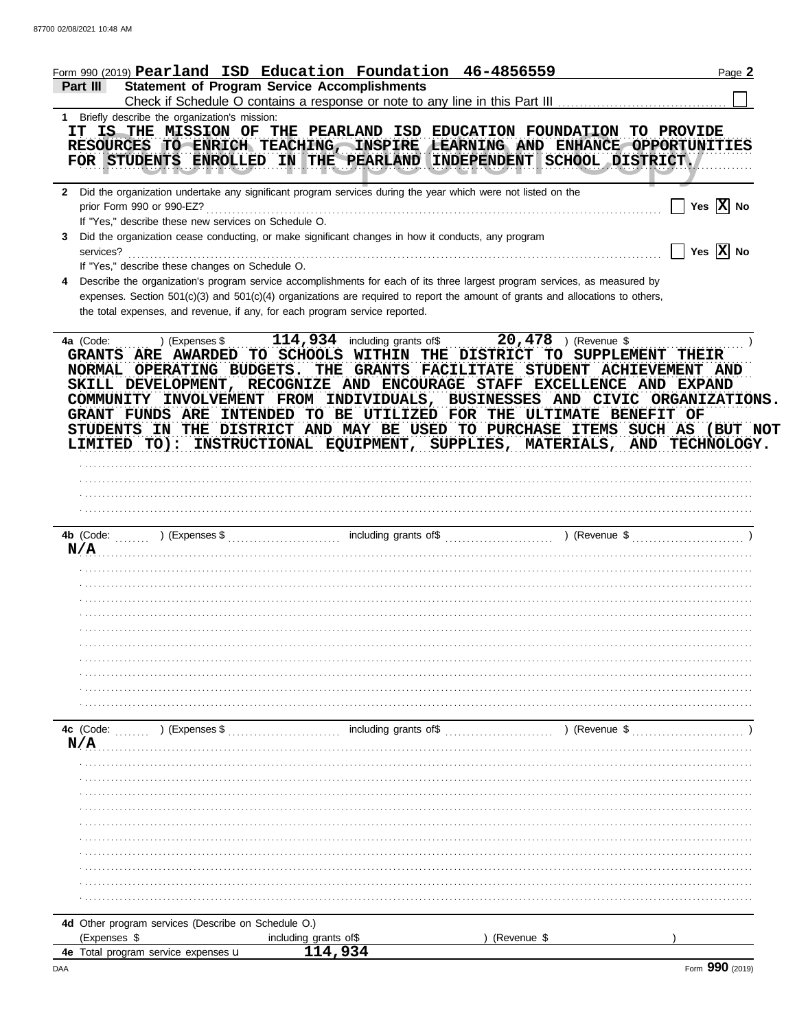Form 990 (2019) **Pearland ISD Education Foundation 46-4856559** Page **2**

**Part III Statement of Program Service Accomplishments**

Check if Schedule O contains a response or note to any line in this Part III ☐

**1** Briefly describe the organization's mission:

IT IS THE MISSION OF THE PEARLAND ISD EDUCATION FOUNDATION TO PROVIDE RESOURCES TO ENRICH TEACHING, INSPIRE LEARNING AND ENHANCE OPPORTUNITIES FOR STUDENTS ENROLLED IN THE PEARLAND INDEPENDENT SCHOOL DISTRICT.

**2** Did the organization undertake any significant program services during the year which were not listed on the prior Form 990 or 990-EZ? ☐ Yes ☒ No

If "Yes," describe these new services on Schedule O.

**3** Did the organization cease conducting, or make significant changes in how it conducts, any program services? ☐ Yes ☒ No

If "Yes," describe these changes on Schedule O.

**4** Describe the organization's program service accomplishments for each of its three largest program services, as measured by expenses. Section 501(c)(3) and 501(c)(4) organizations are required to report the amount of grants and allocations to others, the total expenses, and revenue, if any, for each program service reported.

**4a** (Code: ) (Expenses $ 114,934 including grants of$ 20,478 ) (Revenue $ )

GRANTS ARE AWARDED TO SCHOOLS WITHIN THE DISTRICT TO SUPPLEMENT THEIR NORMAL OPERATING BUDGETS. THE GRANTS FACILITATE STUDENT ACHIEVEMENT AND SKILL DEVELOPMENT, RECOGNIZE AND ENCOURAGE STAFF EXCELLENCE AND EXPAND COMMUNITY INVOLVEMENT FROM INDIVIDUALS, BUSINESSES AND CIVIC ORGANIZATIONS. GRANT FUNDS ARE INTENDED TO BE UTILIZED FOR THE ULTIMATE BENEFIT OF STUDENTS IN THE DISTRICT AND MAY BE USED TO PURCHASE ITEMS SUCH AS (BUT NOT LIMITED TO): INSTRUCTIONAL EQUIPMENT, SUPPLIES, MATERIALS, AND TECHNOLOGY.

**4b** (Code: ) (Expenses $ including grants of$ ) (Revenue $ )

N/A

**4c** (Code: ) (Expenses $ including grants of$ ) (Revenue $ )

N/A

**4d** Other program services (Describe on Schedule O.)

(Expenses $ including grants of$ ) (Revenue $ )

**4e** Total program service expenses u 114,934

Form **990** (2019)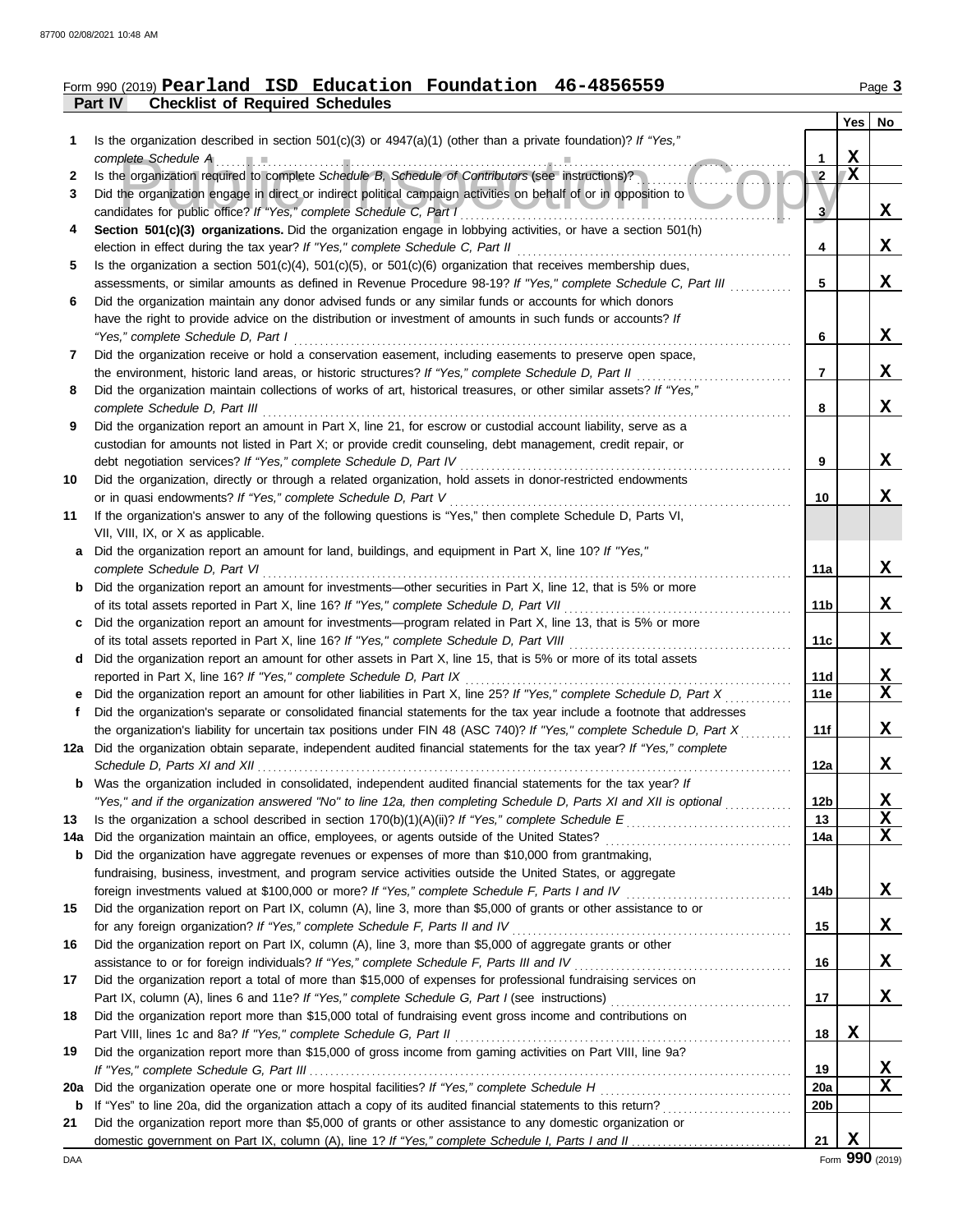Form 990 (2019) **Pearland ISD Education Foundation 46-4856559**

**Part IV Checklist of Required Schedules**

| | | | Yes | No |
|---|---|---|---|---|
| 1 | Is the organization described in section 501(c)(3) or 4947(a)(1) (other than a private foundation)? *If "Yes," complete Schedule A* | 1 | X | |
| 2 | Is the organization required to complete *Schedule B, Schedule of Contributors* (see instructions)? | 2 | X | |
| 3 | Did the organization engage in direct or indirect political campaign activities on behalf of or in opposition to candidates for public office? *If "Yes," complete Schedule C, Part I* | 3 | | X |
| 4 | **Section 501(c)(3) organizations.** Did the organization engage in lobbying activities, or have a section 501(h) election in effect during the tax year? *If "Yes," complete Schedule C, Part II* | 4 | | X |
| 5 | Is the organization a section 501(c)(4), 501(c)(5), or 501(c)(6) organization that receives membership dues, assessments, or similar amounts as defined in Revenue Procedure 98-19? *If "Yes," complete Schedule C, Part III* | 5 | | X |
| 6 | Did the organization maintain any donor advised funds or any similar funds or accounts for which donors have the right to provide advice on the distribution or investment of amounts in such funds or accounts? *If "Yes," complete Schedule D, Part I* | 6 | | X |
| 7 | Did the organization receive or hold a conservation easement, including easements to preserve open space, the environment, historic land areas, or historic structures? *If "Yes," complete Schedule D, Part II* | 7 | | X |
| 8 | Did the organization maintain collections of works of art, historical treasures, or other similar assets? *If "Yes," complete Schedule D, Part III* | 8 | | X |
| 9 | Did the organization report an amount in Part X, line 21, for escrow or custodial account liability, serve as a custodian for amounts not listed in Part X; or provide credit counseling, debt management, credit repair, or debt negotiation services? *If "Yes," complete Schedule D, Part IV* | 9 | | X |
| 10 | Did the organization, directly or through a related organization, hold assets in donor-restricted endowments or in quasi endowments? *If "Yes," complete Schedule D, Part V* | 10 | | X |
| 11 | If the organization's answer to any of the following questions is "Yes," then complete Schedule D, Parts VI, VII, VIII, IX, or X as applicable. | | | |
| a | Did the organization report an amount for land, buildings, and equipment in Part X, line 10? *If "Yes," complete Schedule D, Part VI* | 11a | | X |
| b | Did the organization report an amount for investments—other securities in Part X, line 12, that is 5% or more of its total assets reported in Part X, line 16? *If "Yes," complete Schedule D, Part VII* | 11b | | X |
| c | Did the organization report an amount for investments—program related in Part X, line 13, that is 5% or more of its total assets reported in Part X, line 16? *If "Yes," complete Schedule D, Part VIII* | 11c | | X |
| d | Did the organization report an amount for other assets in Part X, line 15, that is 5% or more of its total assets reported in Part X, line 16? *If "Yes," complete Schedule D, Part IX* | 11d | | X |
| e | Did the organization report an amount for other liabilities in Part X, line 25? *If "Yes," complete Schedule D, Part X* | 11e | | X |
| f | Did the organization's separate or consolidated financial statements for the tax year include a footnote that addresses the organization's liability for uncertain tax positions under FIN 48 (ASC 740)? *If "Yes," complete Schedule D, Part X* | 11f | | X |
| 12a | Did the organization obtain separate, independent audited financial statements for the tax year? *If "Yes," complete Schedule D, Parts XI and XII* | 12a | | X |
| b | Was the organization included in consolidated, independent audited financial statements for the tax year? *If "Yes," and if the organization answered "No" to line 12a, then completing Schedule D, Parts XI and XII is optional* | 12b | | X |
| 13 | Is the organization a school described in section 170(b)(1)(A)(ii)? *If "Yes," complete Schedule E* | 13 | | X |
| 14a | Did the organization maintain an office, employees, or agents outside of the United States? | 14a | | X |
| b | Did the organization have aggregate revenues or expenses of more than $10,000 from grantmaking, fundraising, business, investment, and program service activities outside the United States, or aggregate foreign investments valued at $100,000 or more? *If "Yes," complete Schedule F, Parts I and IV* | 14b | | X |
| 15 | Did the organization report on Part IX, column (A), line 3, more than $5,000 of grants or other assistance to or for any foreign organization? *If "Yes," complete Schedule F, Parts II and IV* | 15 | | X |
| 16 | Did the organization report on Part IX, column (A), line 3, more than $5,000 of aggregate grants or other assistance to or for foreign individuals? *If "Yes," complete Schedule F, Parts III and IV* | 16 | | X |
| 17 | Did the organization report a total of more than $15,000 of expenses for professional fundraising services on Part IX, column (A), lines 6 and 11e? *If "Yes," complete Schedule G, Part I* (see instructions) | 17 | | X |
| 18 | Did the organization report more than $15,000 total of fundraising event gross income and contributions on Part VIII, lines 1c and 8a? *If "Yes," complete Schedule G, Part II* | 18 | X | |
| 19 | Did the organization report more than $15,000 of gross income from gaming activities on Part VIII, line 9a? *If "Yes," complete Schedule G, Part III* | 19 | | X |
| 20a | Did the organization operate one or more hospital facilities? *If "Yes," complete Schedule H* | 20a | | X |
| b | If "Yes" to line 20a, did the organization attach a copy of its audited financial statements to this return? | 20b | | |
| 21 | Did the organization report more than $5,000 of grants or other assistance to any domestic organization or domestic government on Part IX, column (A), line 1? *If "Yes," complete Schedule I, Parts I and II* | 21 | X | |

DAA Form **990** (2019)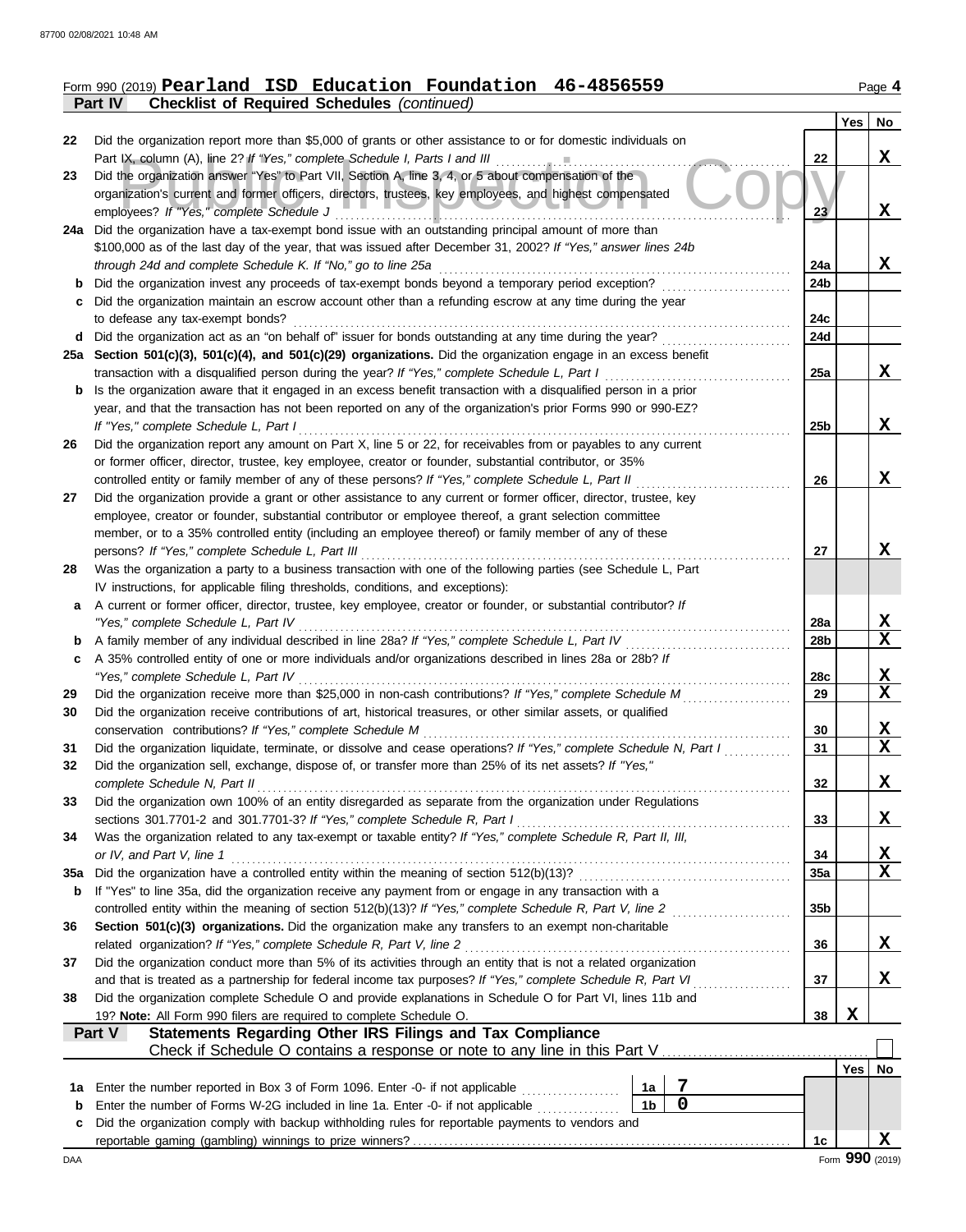Form 990 (2019) **Pearland ISD Education Foundation 46-4856559**

**Part IV Checklist of Required Schedules** *(continued)*

| | | | Yes | No |
|---|---|---|---|---|
| 22 | Did the organization report more than $5,000 of grants or other assistance to or for domestic individuals on Part IX, column (A), line 2? *If "Yes," complete Schedule I, Parts I and III* | 22 | | X |
| 23 | Did the organization answer "Yes" to Part VII, Section A, line 3, 4, or 5 about compensation of the organization's current and former officers, directors, trustees, key employees, and highest compensated employees? *If "Yes," complete Schedule J* | 23 | | X |
| 24a | Did the organization have a tax-exempt bond issue with an outstanding principal amount of more than $100,000 as of the last day of the year, that was issued after December 31, 2002? *If "Yes," answer lines 24b through 24d and complete Schedule K. If "No," go to line 25a* | 24a | | X |
| b | Did the organization invest any proceeds of tax-exempt bonds beyond a temporary period exception? | 24b | | |
| c | Did the organization maintain an escrow account other than a refunding escrow at any time during the year to defease any tax-exempt bonds? | 24c | | |
| d | Did the organization act as an "on behalf of" issuer for bonds outstanding at any time during the year? | 24d | | |
| 25a | **Section 501(c)(3), 501(c)(4), and 501(c)(29) organizations.** Did the organization engage in an excess benefit transaction with a disqualified person during the year? *If "Yes," complete Schedule L, Part I* | 25a | | X |
| b | Is the organization aware that it engaged in an excess benefit transaction with a disqualified person in a prior year, and that the transaction has not been reported on any of the organization's prior Forms 990 or 990-EZ? *If "Yes," complete Schedule L, Part I* | 25b | | X |
| 26 | Did the organization report any amount on Part X, line 5 or 22, for receivables from or payables to any current or former officer, director, trustee, key employee, creator or founder, substantial contributor, or 35% controlled entity or family member of any of these persons? *If "Yes," complete Schedule L, Part II* | 26 | | X |
| 27 | Did the organization provide a grant or other assistance to any current or former officer, director, trustee, key employee, creator or founder, substantial contributor or employee thereof, a grant selection committee member, or to a 35% controlled entity (including an employee thereof) or family member of any of these persons? *If "Yes," complete Schedule L, Part III* | 27 | | X |
| 28 | Was the organization a party to a business transaction with one of the following parties (see Schedule L, Part IV instructions, for applicable filing thresholds, conditions, and exceptions): | | | |
| a | A current or former officer, director, trustee, key employee, creator or founder, or substantial contributor? *If "Yes," complete Schedule L, Part IV* | 28a | | X |
| b | A family member of any individual described in line 28a? *If "Yes," complete Schedule L, Part IV* | 28b | | X |
| c | A 35% controlled entity of one or more individuals and/or organizations described in lines 28a or 28b? *If "Yes," complete Schedule L, Part IV* | 28c | | X |
| 29 | Did the organization receive more than $25,000 in non-cash contributions? *If "Yes," complete Schedule M* | 29 | | X |
| 30 | Did the organization receive contributions of art, historical treasures, or other similar assets, or qualified conservation contributions? *If "Yes," complete Schedule M* | 30 | | X |
| 31 | Did the organization liquidate, terminate, or dissolve and cease operations? *If "Yes," complete Schedule N, Part I* | 31 | | X |
| 32 | Did the organization sell, exchange, dispose of, or transfer more than 25% of its net assets? *If "Yes," complete Schedule N, Part II* | 32 | | X |
| 33 | Did the organization own 100% of an entity disregarded as separate from the organization under Regulations sections 301.7701-2 and 301.7701-3? *If "Yes," complete Schedule R, Part I* | 33 | | X |
| 34 | Was the organization related to any tax-exempt or taxable entity? *If "Yes," complete Schedule R, Part II, III, or IV, and Part V, line 1* | 34 | | X |
| 35a | Did the organization have a controlled entity within the meaning of section 512(b)(13)? | 35a | | X |
| b | If "Yes" to line 35a, did the organization receive any payment from or engage in any transaction with a controlled entity within the meaning of section 512(b)(13)? *If "Yes," complete Schedule R, Part V, line 2* | 35b | | |
| 36 | **Section 501(c)(3) organizations.** Did the organization make any transfers to an exempt non-charitable related organization? *If "Yes," complete Schedule R, Part V, line 2* | 36 | | X |
| 37 | Did the organization conduct more than 5% of its activities through an entity that is not a related organization and that is treated as a partnership for federal income tax purposes? *If "Yes," complete Schedule R, Part VI* | 37 | | X |
| 38 | Did the organization complete Schedule O and provide explanations in Schedule O for Part VI, lines 11b and 19? **Note:** All Form 990 filers are required to complete Schedule O. | 38 | X | |

**Part V Statements Regarding Other IRS Filings and Tax Compliance**

Check if Schedule O contains a response or note to any line in this Part V ☐

| | | | | | Yes | No |
|---|---|---|---|---|---|---|
| 1a | Enter the number reported in Box 3 of Form 1096. Enter -0- if not applicable | 1a | 7 | | | |
| b | Enter the number of Forms W-2G included in line 1a. Enter -0- if not applicable | 1b | 0 | | | |
| c | Did the organization comply with backup withholding rules for reportable payments to vendors and reportable gaming (gambling) winnings to prize winners? | | | 1c | | X |

Form **990** (2019)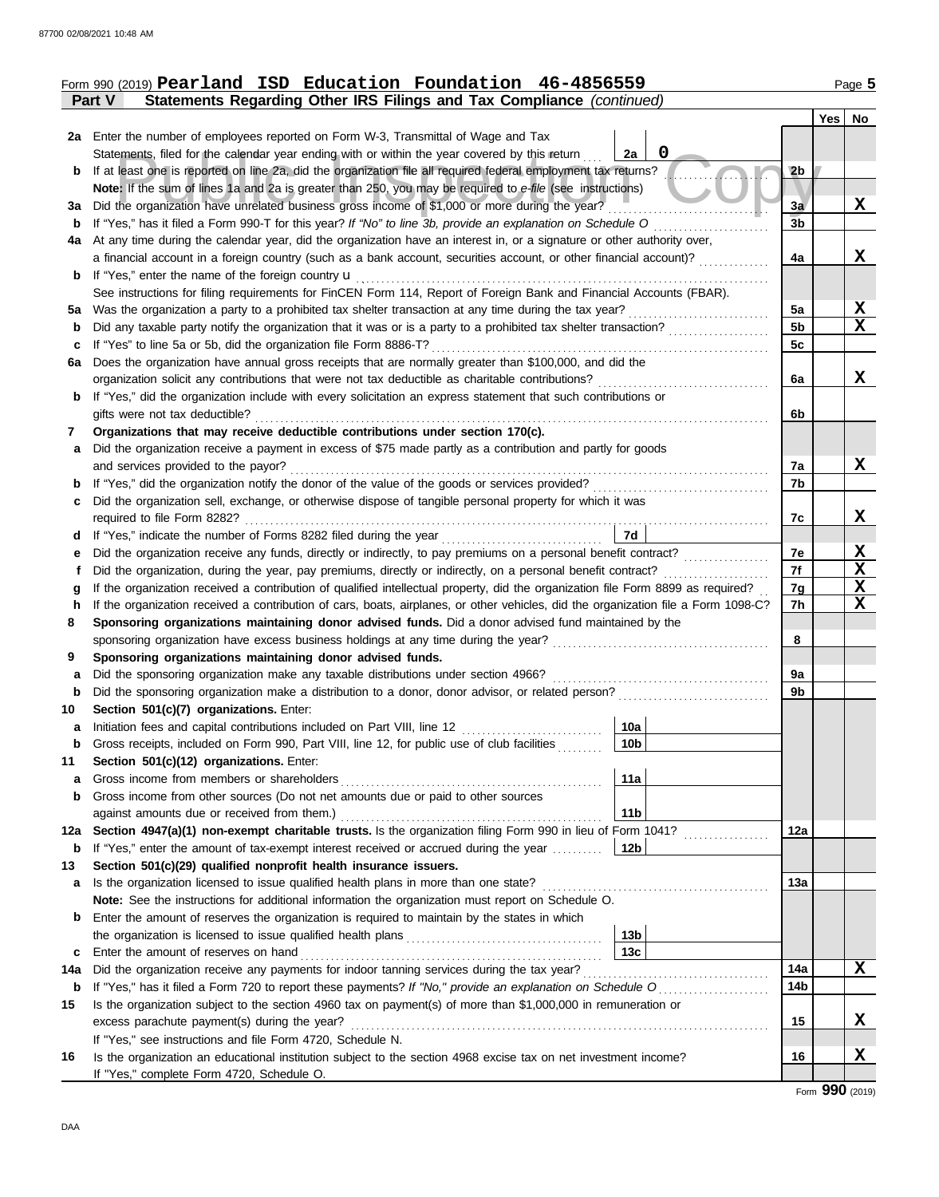Form 990 (2019) **Pearland ISD Education Foundation 46-4856559**

**Part V Statements Regarding Other IRS Filings and Tax Compliance** *(continued)*

| | | | | | Yes | No |
|---|---|---|---|---|---|---|
| **2a** | Enter the number of employees reported on Form W-3, Transmittal of Wage and Tax Statements, filed for the calendar year ending with or within the year covered by this return | 2a | 0 | | | |
| **b** | If at least one is reported on line 2a, did the organization file all required federal employment tax returns? | | | 2b | | |
| | **Note:** If the sum of lines 1a and 2a is greater than 250, you may be required to *e-file* (see instructions) | | | | | |
| **3a** | Did the organization have unrelated business gross income of $1,000 or more during the year? | | | 3a | | X |
| **b** | If "Yes," has it filed a Form 990-T for this year? *If "No" to line 3b, provide an explanation on Schedule O* | | | 3b | | |
| **4a** | At any time during the calendar year, did the organization have an interest in, or a signature or other authority over, a financial account in a foreign country (such as a bank account, securities account, or other financial account)? | | | 4a | | X |
| **b** | If "Yes," enter the name of the foreign country u | | | | | |
| | See instructions for filing requirements for FinCEN Form 114, Report of Foreign Bank and Financial Accounts (FBAR). | | | | | |
| **5a** | Was the organization a party to a prohibited tax shelter transaction at any time during the tax year? | | | 5a | | X |
| **b** | Did any taxable party notify the organization that it was or is a party to a prohibited tax shelter transaction? | | | 5b | | X |
| **c** | If "Yes" to line 5a or 5b, did the organization file Form 8886-T? | | | 5c | | |
| **6a** | Does the organization have annual gross receipts that are normally greater than $100,000, and did the organization solicit any contributions that were not tax deductible as charitable contributions? | | | 6a | | X |
| **b** | If "Yes," did the organization include with every solicitation an express statement that such contributions or gifts were not tax deductible? | | | 6b | | |
| **7** | **Organizations that may receive deductible contributions under section 170(c).** | | | | | |
| **a** | Did the organization receive a payment in excess of $75 made partly as a contribution and partly for goods and services provided to the payor? | | | 7a | | X |
| **b** | If "Yes," did the organization notify the donor of the value of the goods or services provided? | | | 7b | | |
| **c** | Did the organization sell, exchange, or otherwise dispose of tangible personal property for which it was required to file Form 8282? | | | 7c | | X |
| **d** | If "Yes," indicate the number of Forms 8282 filed during the year | 7d | | | | |
| **e** | Did the organization receive any funds, directly or indirectly, to pay premiums on a personal benefit contract? | | | 7e | | X |
| **f** | Did the organization, during the year, pay premiums, directly or indirectly, on a personal benefit contract? | | | 7f | | X |
| **g** | If the organization received a contribution of qualified intellectual property, did the organization file Form 8899 as required? | | | 7g | | X |
| **h** | If the organization received a contribution of cars, boats, airplanes, or other vehicles, did the organization file a Form 1098-C? | | | 7h | | X |
| **8** | **Sponsoring organizations maintaining donor advised funds.** Did a donor advised fund maintained by the sponsoring organization have excess business holdings at any time during the year? | | | 8 | | |
| **9** | **Sponsoring organizations maintaining donor advised funds.** | | | | | |
| **a** | Did the sponsoring organization make any taxable distributions under section 4966? | | | 9a | | |
| **b** | Did the sponsoring organization make a distribution to a donor, donor advisor, or related person? | | | 9b | | |
| **10** | **Section 501(c)(7) organizations.** Enter: | | | | | |
| **a** | Initiation fees and capital contributions included on Part VIII, line 12 | 10a | | | | |
| **b** | Gross receipts, included on Form 990, Part VIII, line 12, for public use of club facilities | 10b | | | | |
| **11** | **Section 501(c)(12) organizations.** Enter: | | | | | |
| **a** | Gross income from members or shareholders | 11a | | | | |
| **b** | Gross income from other sources (Do not net amounts due or paid to other sources against amounts due or received from them.) | 11b | | | | |
| **12a** | **Section 4947(a)(1) non-exempt charitable trusts.** Is the organization filing Form 990 in lieu of Form 1041? | | | 12a | | |
| **b** | If "Yes," enter the amount of tax-exempt interest received or accrued during the year | 12b | | | | |
| **13** | **Section 501(c)(29) qualified nonprofit health insurance issuers.** | | | | | |
| **a** | Is the organization licensed to issue qualified health plans in more than one state? | | | 13a | | |
| | **Note:** See the instructions for additional information the organization must report on Schedule O. | | | | | |
| **b** | Enter the amount of reserves the organization is required to maintain by the states in which the organization is licensed to issue qualified health plans | 13b | | | | |
| **c** | Enter the amount of reserves on hand | 13c | | | | |
| **14a** | Did the organization receive any payments for indoor tanning services during the tax year? | | | 14a | | X |
| **b** | If "Yes," has it filed a Form 720 to report these payments? *If "No," provide an explanation on Schedule O* | | | 14b | | |
| **15** | Is the organization subject to the section 4960 tax on payment(s) of more than $1,000,000 in remuneration or excess parachute payment(s) during the year? | | | 15 | | X |
| | If "Yes," see instructions and file Form 4720, Schedule N. | | | | | |
| **16** | Is the organization an educational institution subject to the section 4968 excise tax on net investment income? | | | 16 | | X |
| | If "Yes," complete Form 4720, Schedule O. | | | | | |

Form **990** (2019)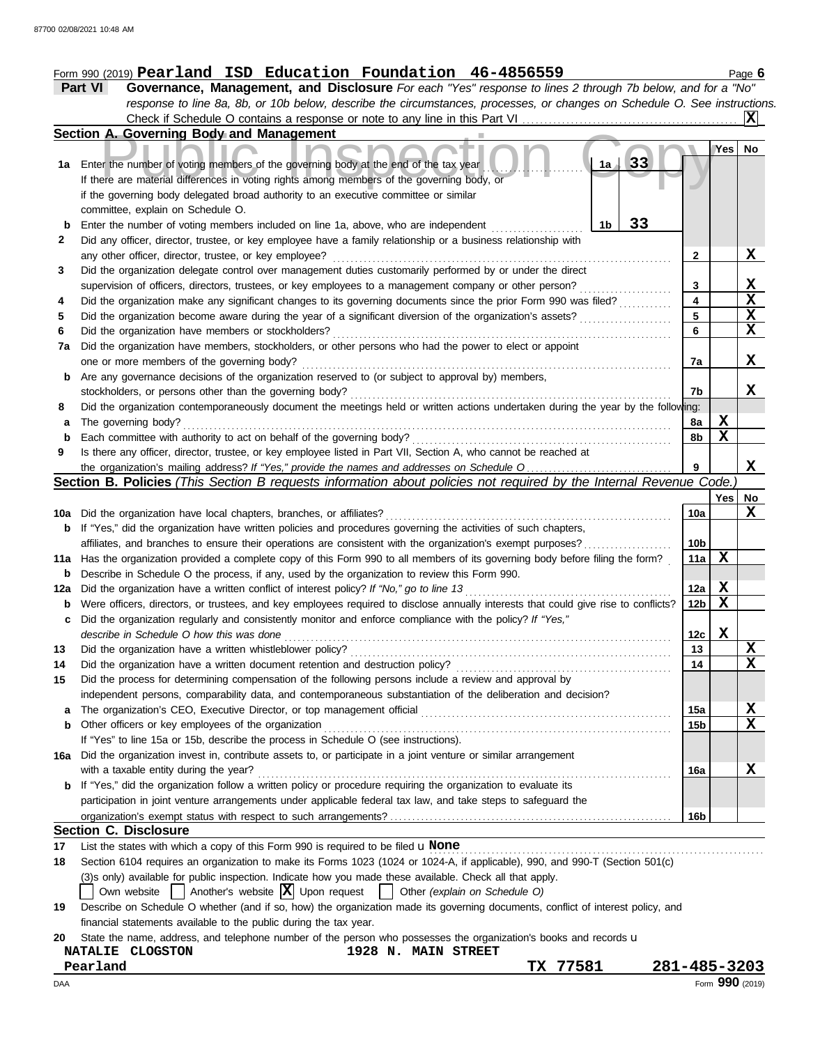Form 990 (2019) **Pearland ISD Education Foundation 46-4856559** Page **6**

**Part VI Governance, Management, and Disclosure** *For each "Yes" response to lines 2 through 7b below, and for a "No" response to line 8a, 8b, or 10b below, describe the circumstances, processes, or changes on Schedule O. See instructions.*

Check if Schedule O contains a response or note to any line in this Part VI . . . . . . . . . . **X**

### Section A. Governing Body and Management

| | | | Yes | No |
|---|---|---|---|---|
| 1a | Enter the number of voting members of the governing body at the end of the tax year . . . . **1a 33** If there are material differences in voting rights among members of the governing body, or if the governing body delegated broad authority to an executive committee or similar committee, explain on Schedule O. | | | |
| b | Enter the number of voting members included on line 1a, above, who are independent . . . . **1b 33** | | | |
| 2 | Did any officer, director, trustee, or key employee have a family relationship or a business relationship with any other officer, director, trustee, or key employee? | 2 | | X |
| 3 | Did the organization delegate control over management duties customarily performed by or under the direct supervision of officers, directors, trustees, or key employees to a management company or other person? | 3 | | X |
| 4 | Did the organization make any significant changes to its governing documents since the prior Form 990 was filed? | 4 | | X |
| 5 | Did the organization become aware during the year of a significant diversion of the organization's assets? | 5 | | X |
| 6 | Did the organization have members or stockholders? | 6 | | X |
| 7a | Did the organization have members, stockholders, or other persons who had the power to elect or appoint one or more members of the governing body? | 7a | | X |
| b | Are any governance decisions of the organization reserved to (or subject to approval by) members, stockholders, or persons other than the governing body? | 7b | | X |
| 8 | Did the organization contemporaneously document the meetings held or written actions undertaken during the year by the following: | | | |
| a | The governing body? | 8a | X | |
| b | Each committee with authority to act on behalf of the governing body? | 8b | X | |
| 9 | Is there any officer, director, trustee, or key employee listed in Part VII, Section A, who cannot be reached at the organization's mailing address? *If "Yes," provide the names and addresses on Schedule O* | 9 | | X |

### Section B. Policies *(This Section B requests information about policies not required by the Internal Revenue Code.)*

| | | | Yes | No |
|---|---|---|---|---|
| 10a | Did the organization have local chapters, branches, or affiliates? | 10a | | X |
| b | If "Yes," did the organization have written policies and procedures governing the activities of such chapters, affiliates, and branches to ensure their operations are consistent with the organization's exempt purposes? | 10b | | |
| 11a | Has the organization provided a complete copy of this Form 990 to all members of its governing body before filing the form? | 11a | X | |
| b | Describe in Schedule O the process, if any, used by the organization to review this Form 990. | | | |
| 12a | Did the organization have a written conflict of interest policy? *If "No," go to line 13* | 12a | X | |
| b | Were officers, directors, or trustees, and key employees required to disclose annually interests that could give rise to conflicts? | 12b | X | |
| c | Did the organization regularly and consistently monitor and enforce compliance with the policy? *If "Yes," describe in Schedule O how this was done* | 12c | X | |
| 13 | Did the organization have a written whistleblower policy? | 13 | | X |
| 14 | Did the organization have a written document retention and destruction policy? | 14 | | X |
| 15 | Did the process for determining compensation of the following persons include a review and approval by independent persons, comparability data, and contemporaneous substantiation of the deliberation and decision? | | | |
| a | The organization's CEO, Executive Director, or top management official | 15a | | X |
| b | Other officers or key employees of the organization | 15b | | X |
| | If "Yes" to line 15a or 15b, describe the process in Schedule O (see instructions). | | | |
| 16a | Did the organization invest in, contribute assets to, or participate in a joint venture or similar arrangement with a taxable entity during the year? | 16a | | X |
| b | If "Yes," did the organization follow a written policy or procedure requiring the organization to evaluate its participation in joint venture arrangements under applicable federal tax law, and take steps to safeguard the organization's exempt status with respect to such arrangements? | 16b | | |

### Section C. Disclosure

17 List the states with which a copy of this Form 990 is required to be filed u **None**

18 Section 6104 requires an organization to make its Forms 1023 (1024 or 1024-A, if applicable), 990, and 990-T (Section 501(c)(3)s only) available for public inspection. Indicate how you made these available. Check all that apply.

☐ Own website ☐ Another's website **☒** Upon request ☐ Other *(explain on Schedule O)*

19 Describe on Schedule O whether (and if so, how) the organization made its governing documents, conflict of interest policy, and financial statements available to the public during the tax year.

20 State the name, address, and telephone number of the person who possesses the organization's books and records u

**NATALIE CLOGSTON 1928 N. MAIN STREET**
**Pearland TX 77581 281-485-3203**

Form **990** (2019)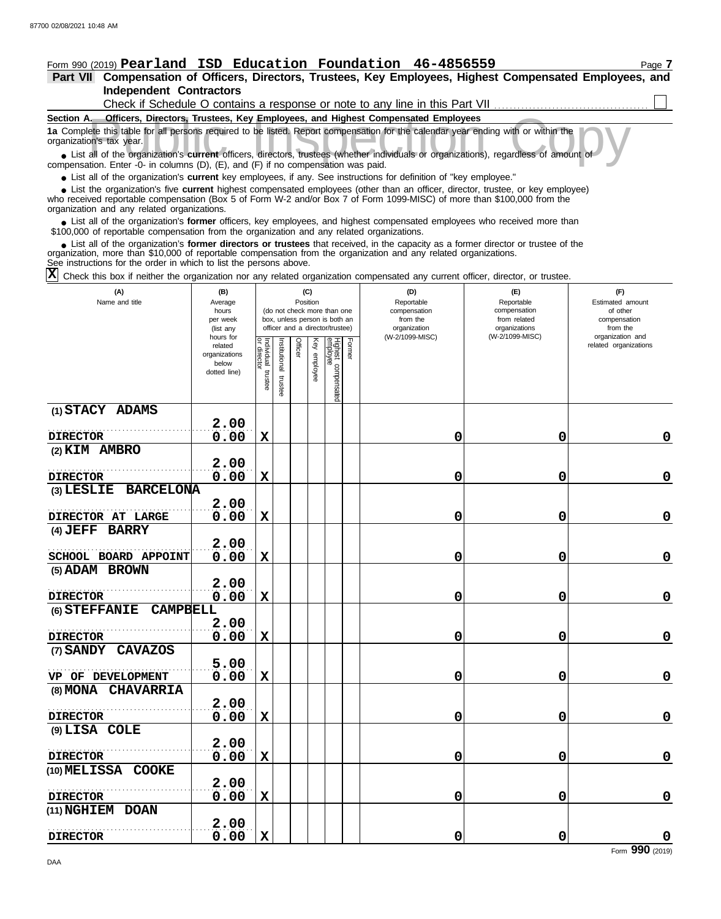Form 990 (2019) **Pearland ISD Education Foundation 46-4856559** Page **7**

**Part VII Compensation of Officers, Directors, Trustees, Key Employees, Highest Compensated Employees, and Independent Contractors**

Check if Schedule O contains a response or note to any line in this Part VII ☐

**Section A. Officers, Directors, Trustees, Key Employees, and Highest Compensated Employees**

**1a** Complete this table for all persons required to be listed. Report compensation for the calendar year ending with or within the organization's tax year.

- List all of the organization's **current** officers, directors, trustees (whether individuals or organizations), regardless of amount of compensation. Enter -0- in columns (D), (E), and (F) if no compensation was paid.
- List all of the organization's **current** key employees, if any. See instructions for definition of "key employee."
- List the organization's five **current** highest compensated employees (other than an officer, director, trustee, or key employee) who received reportable compensation (Box 5 of Form W-2 and/or Box 7 of Form 1099-MISC) of more than $100,000 from the organization and any related organizations.
- List all of the organization's **former** officers, key employees, and highest compensated employees who received more than $100,000 of reportable compensation from the organization and any related organizations.
- List all of the organization's **former directors or trustees** that received, in the capacity as a former director or trustee of the organization, more than $10,000 of reportable compensation from the organization and any related organizations.

See instructions for the order in which to list the persons above.

**X** Check this box if neither the organization nor any related organization compensated any current officer, director, or trustee.

| (A) Name and title | (B) Average hours per week (list any hours for related organizations below dotted line) | (C) Position: Individual trustee or director | Institutional trustee | Officer | Key employee | Highest compensated employee | Former | (D) Reportable compensation from the organization (W-2/1099-MISC) | (E) Reportable compensation from related organizations (W-2/1099-MISC) | (F) Estimated amount of other compensation from the organization and related organizations |
|---|---|---|---|---|---|---|---|---|---|---|
| (1) STACY ADAMS<br>DIRECTOR | 2.00<br>0.00 | X | | | | | | 0 | 0 | 0 |
| (2) KIM AMBRO<br>DIRECTOR | 2.00<br>0.00 | X | | | | | | 0 | 0 | 0 |
| (3) LESLIE BARCELONA<br>DIRECTOR AT LARGE | 2.00<br>0.00 | X | | | | | | 0 | 0 | 0 |
| (4) JEFF BARRY<br>SCHOOL BOARD APPOINT | 2.00<br>0.00 | X | | | | | | 0 | 0 | 0 |
| (5) ADAM BROWN<br>DIRECTOR | 2.00<br>0.00 | X | | | | | | 0 | 0 | 0 |
| (6) STEFFANIE CAMPBELL<br>DIRECTOR | 2.00<br>0.00 | X | | | | | | 0 | 0 | 0 |
| (7) SANDY CAVAZOS<br>VP OF DEVELOPMENT | 5.00<br>0.00 | X | | | | | | 0 | 0 | 0 |
| (8) MONA CHAVARRIA<br>DIRECTOR | 2.00<br>0.00 | X | | | | | | 0 | 0 | 0 |
| (9) LISA COLE<br>DIRECTOR | 2.00<br>0.00 | X | | | | | | 0 | 0 | 0 |
| (10) MELISSA COOKE<br>DIRECTOR | 2.00<br>0.00 | X | | | | | | 0 | 0 | 0 |
| (11) NGHIEM DOAN<br>DIRECTOR | 2.00<br>0.00 | X | | | | | | 0 | 0 | 0 |

Form **990** (2019)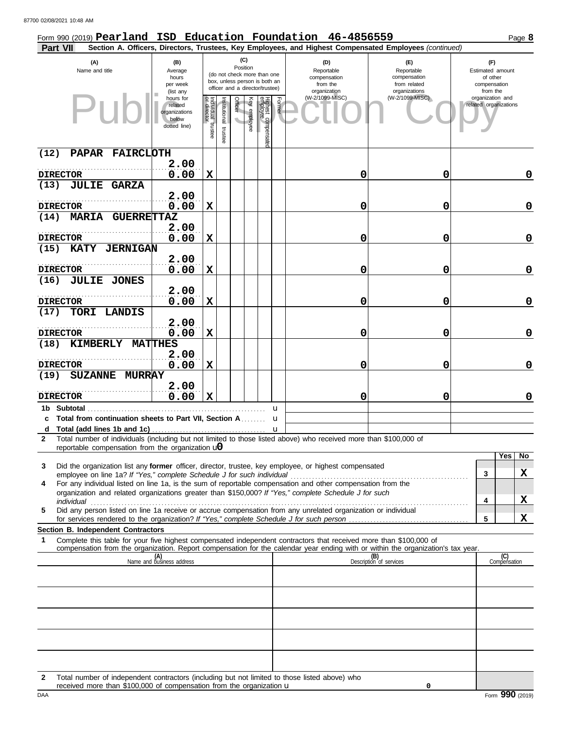Form 990 (2019) **Pearland ISD Education Foundation 46-4856559** Page **8**

**Part VII Section A. Officers, Directors, Trustees, Key Employees, and Highest Compensated Employees** *(continued)*

| (A) Name and title | (B) Average hours per week (list any hours for related organizations below dotted line) | (C) Position: Individual trustee or director | Institutional trustee | Officer | Key employee | Highest compensated employee | Former | (D) Reportable compensation from the organization (W-2/1099-MISC) | (E) Reportable compensation from related organizations (W-2/1099-MISC) | (F) Estimated amount of other compensation from the organization and related organizations |
|---|---|---|---|---|---|---|---|---|---|---|
| (12) PAPAR FAIRCLOTH<br>DIRECTOR | 2.00<br>0.00 | X | | | | | | 0 | 0 | 0 |
| (13) JULIE GARZA<br>DIRECTOR | 2.00<br>0.00 | X | | | | | | 0 | 0 | 0 |
| (14) MARIA GUERRETTAZ<br>DIRECTOR | 2.00<br>0.00 | X | | | | | | 0 | 0 | 0 |
| (15) KATY JERNIGAN<br>DIRECTOR | 2.00<br>0.00 | X | | | | | | 0 | 0 | 0 |
| (16) JULIE JONES<br>DIRECTOR | 2.00<br>0.00 | X | | | | | | 0 | 0 | 0 |
| (17) TORI LANDIS<br>DIRECTOR | 2.00<br>0.00 | X | | | | | | 0 | 0 | 0 |
| (18) KIMBERLY MATTHES<br>DIRECTOR | 2.00<br>0.00 | X | | | | | | 0 | 0 | 0 |
| (19) SUZANNE MURRAY<br>DIRECTOR | 2.00<br>0.00 | X | | | | | | 0 | 0 | 0 |
| **1b Subtotal** | | | | | | | | | | |
| **c Total from continuation sheets to Part VII, Section A** | | | | | | | | | | |
| **d Total (add lines 1b and 1c)** | | | | | | | | | | |

**2** Total number of individuals (including but not limited to those listed above) who received more than $100,000 of reportable compensation from the organization u **0**

| | | Yes | No |
|---|---|---|---|
| **3** Did the organization list any **former** officer, director, trustee, key employee, or highest compensated employee on line 1a? *If "Yes," complete Schedule J for such individual* | 3 | | X |
| **4** For any individual listed on line 1a, is the sum of reportable compensation and other compensation from the organization and related organizations greater than $150,000? *If "Yes," complete Schedule J for such individual* | 4 | | X |
| **5** Did any person listed on line 1a receive or accrue compensation from any unrelated organization or individual for services rendered to the organization? *If "Yes," complete Schedule J for such person* | 5 | | X |

**Section B. Independent Contractors**

**1** Complete this table for your five highest compensated independent contractors that received more than $100,000 of compensation from the organization. Report compensation for the calendar year ending with or within the organization's tax year.

| (A) Name and business address | (B) Description of services | (C) Compensation |
|---|---|---|
| | | |
| | | |
| | | |
| | | |
| | | |

**2** Total number of independent contractors (including but not limited to those listed above) who received more than $100,000 of compensation from the organization u **0**

DAA Form **990** (2019)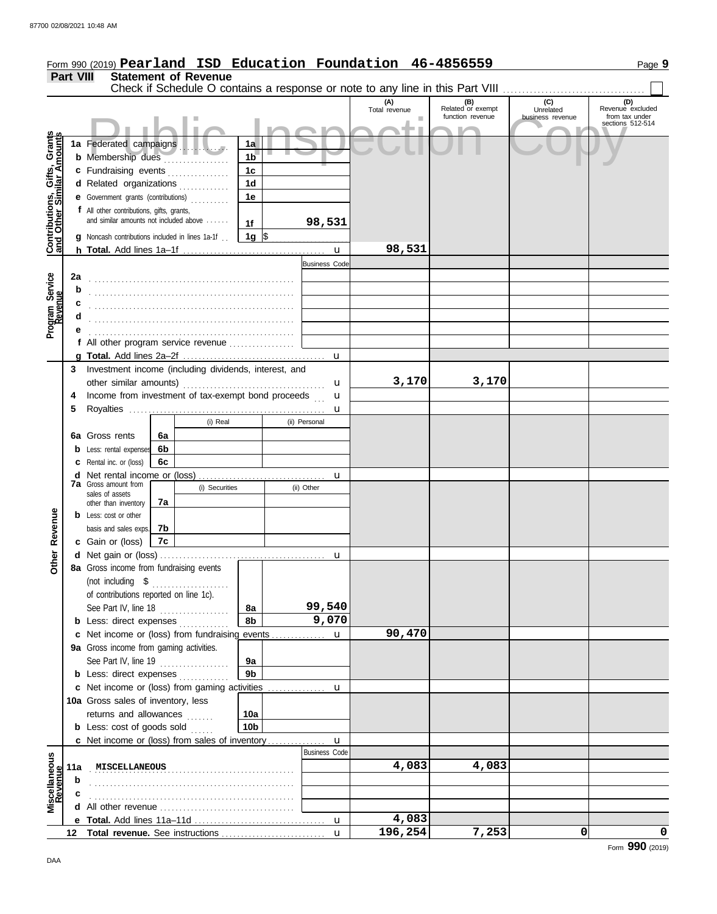Form 990 (2019) **Pearland ISD Education Foundation 46-4856559** Page **9**

**Part VIII Statement of Revenue**

Check if Schedule O contains a response or note to any line in this Part VIII ☐

Public Inspection Copy

| | | | (A) Total revenue | (B) Related or exempt function revenue | (C) Unrelated business revenue | (D) Revenue excluded from tax under sections 512-514 |
|---|---|---|---|---|---|---|
| **Contributions, Gifts, Grants and Other Similar Amounts** | 1a Federated campaigns | 1a | | | | |
| | b Membership dues | 1b | | | | |
| | c Fundraising events | 1c | | | | |
| | d Related organizations | 1d | | | | |
| | e Government grants (contributions) | 1e | | | | |
| | f All other contributions, gifts, grants, and similar amounts not included above | 1f 98,531 | | | | |
| | g Noncash contributions included in lines 1a-1f | 1g $ | | | | |
| | h **Total.** Add lines 1a–1f | | 98,531 | | | |
| **Program Service Revenue** | | Business Code | | | | |
| | 2a | | | | | |
| | b | | | | | |
| | c | | | | | |
| | d | | | | | |
| | e | | | | | |
| | f All other program service revenue | | | | | |
| | g **Total.** Add lines 2a–2f | | | | | |
| **Other Revenue** | 3 Investment income (including dividends, interest, and other similar amounts) | | 3,170 | 3,170 | | |
| | 4 Income from investment of tax-exempt bond proceeds | | | | | |
| | 5 Royalties | | | | | |
| | 6a Gross rents — (i) Real: ; (ii) Personal: | 6a | | | | |
| | b Less: rental expenses | 6b | | | | |
| | c Rental inc. or (loss) | 6c | | | | |
| | d Net rental income or (loss) | | | | | |
| | 7a Gross amount from sales of assets other than inventory — (i) Securities: ; (ii) Other: | 7a | | | | |
| | b Less: cost or other basis and sales exps. | 7b | | | | |
| | c Gain or (loss) | 7c | | | | |
| | d Net gain or (loss) | | | | | |
| | 8a Gross income from fundraising events (not including $ of contributions reported on line 1c). See Part IV, line 18 | 8a 99,540 | | | | |
| | b Less: direct expenses | 8b 9,070 | | | | |
| | c Net income or (loss) from fundraising events | | 90,470 | | | |
| | 9a Gross income from gaming activities. See Part IV, line 19 | 9a | | | | |
| | b Less: direct expenses | 9b | | | | |
| | c Net income or (loss) from gaming activities | | | | | |
| | 10a Gross sales of inventory, less returns and allowances | 10a | | | | |
| | b Less: cost of goods sold | 10b | | | | |
| | c Net income or (loss) from sales of inventory | | | | | |
| **Miscellaneous Revenue** | | Business Code | | | | |
| | 11a MISCELLANEOUS | | 4,083 | 4,083 | | |
| | b | | | | | |
| | c | | | | | |
| | d All other revenue | | | | | |
| | e **Total.** Add lines 11a–11d | | 4,083 | | | |
| | 12 **Total revenue.** See instructions | | 196,254 | 7,253 | 0 | 0 |

Form **990** (2019)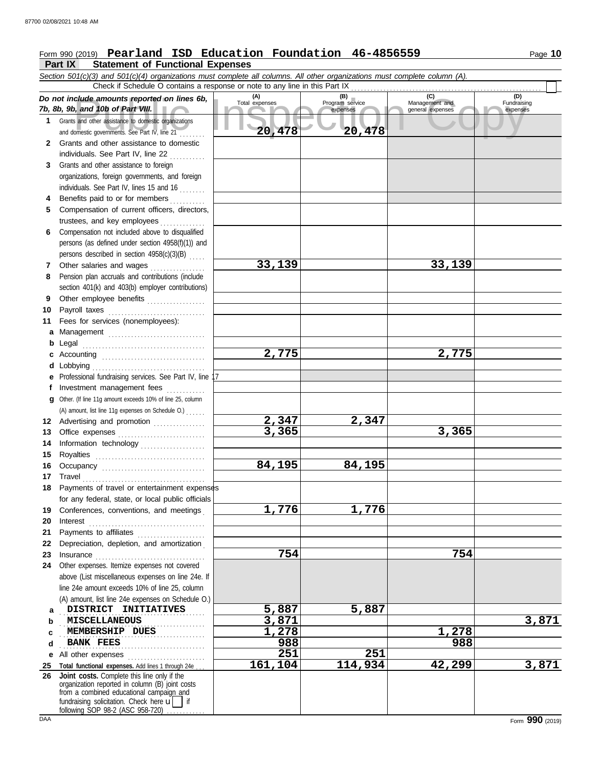87700 02/08/2021 10:48 AM

Form 990 (2019) **Pearland ISD Education Foundation 46-4856559** Page **10**

## Part IX Statement of Functional Expenses

*Section 501(c)(3) and 501(c)(4) organizations must complete all columns. All other organizations must complete column (A).*

Check if Schedule O contains a response or note to any line in this Part IX

| *Do not include amounts reported on lines 6b, 7b, 8b, 9b, and 10b of Part VIII.* | (A) Total expenses | (B) Program service expenses | (C) Management and general expenses | (D) Fundraising expenses |
|---|---|---|---|---|
| **1** Grants and other assistance to domestic organizations and domestic governments. See Part IV, line 21 | 20,478 | 20,478 | | |
| **2** Grants and other assistance to domestic individuals. See Part IV, line 22 | | | | |
| **3** Grants and other assistance to foreign organizations, foreign governments, and foreign individuals. See Part IV, lines 15 and 16 | | | | |
| **4** Benefits paid to or for members | | | | |
| **5** Compensation of current officers, directors, trustees, and key employees | | | | |
| **6** Compensation not included above to disqualified persons (as defined under section 4958(f)(1)) and persons described in section 4958(c)(3)(B) | | | | |
| **7** Other salaries and wages | 33,139 | | 33,139 | |
| **8** Pension plan accruals and contributions (include section 401(k) and 403(b) employer contributions) | | | | |
| **9** Other employee benefits | | | | |
| **10** Payroll taxes | | | | |
| **11** Fees for services (nonemployees): | | | | |
| **a** Management | | | | |
| **b** Legal | | | | |
| **c** Accounting | 2,775 | | 2,775 | |
| **d** Lobbying | | | | |
| **e** Professional fundraising services. See Part IV, line 17 | | | | |
| **f** Investment management fees | | | | |
| **g** Other. (If line 11g amount exceeds 10% of line 25, column (A) amount, list line 11g expenses on Schedule O.) | | | | |
| **12** Advertising and promotion | 2,347 | 2,347 | | |
| **13** Office expenses | 3,365 | | 3,365 | |
| **14** Information technology | | | | |
| **15** Royalties | | | | |
| **16** Occupancy | 84,195 | 84,195 | | |
| **17** Travel | | | | |
| **18** Payments of travel or entertainment expenses for any federal, state, or local public officials | | | | |
| **19** Conferences, conventions, and meetings | 1,776 | 1,776 | | |
| **20** Interest | | | | |
| **21** Payments to affiliates | | | | |
| **22** Depreciation, depletion, and amortization | | | | |
| **23** Insurance | 754 | | 754 | |
| **24** Other expenses. Itemize expenses not covered above (List miscellaneous expenses on line 24e. If line 24e amount exceeds 10% of line 25, column (A) amount, list line 24e expenses on Schedule O.) | | | | |
| **a** DISTRICT INITIATIVES | 5,887 | 5,887 | | |
| **b** MISCELLANEOUS | 3,871 | | | 3,871 |
| **c** MEMBERSHIP DUES | 1,278 | | 1,278 | |
| **d** BANK FEES | 988 | | 988 | |
| **e** All other expenses | 251 | 251 | | |
| **25 Total functional expenses.** Add lines 1 through 24e | 161,104 | 114,934 | 42,299 | 3,871 |
| **26 Joint costs.** Complete this line only if the organization reported in column (B) joint costs from a combined educational campaign and fundraising solicitation. Check here u ☐ if following SOP 98-2 (ASC 958-720) | | | | |

DAA Form **990** (2019)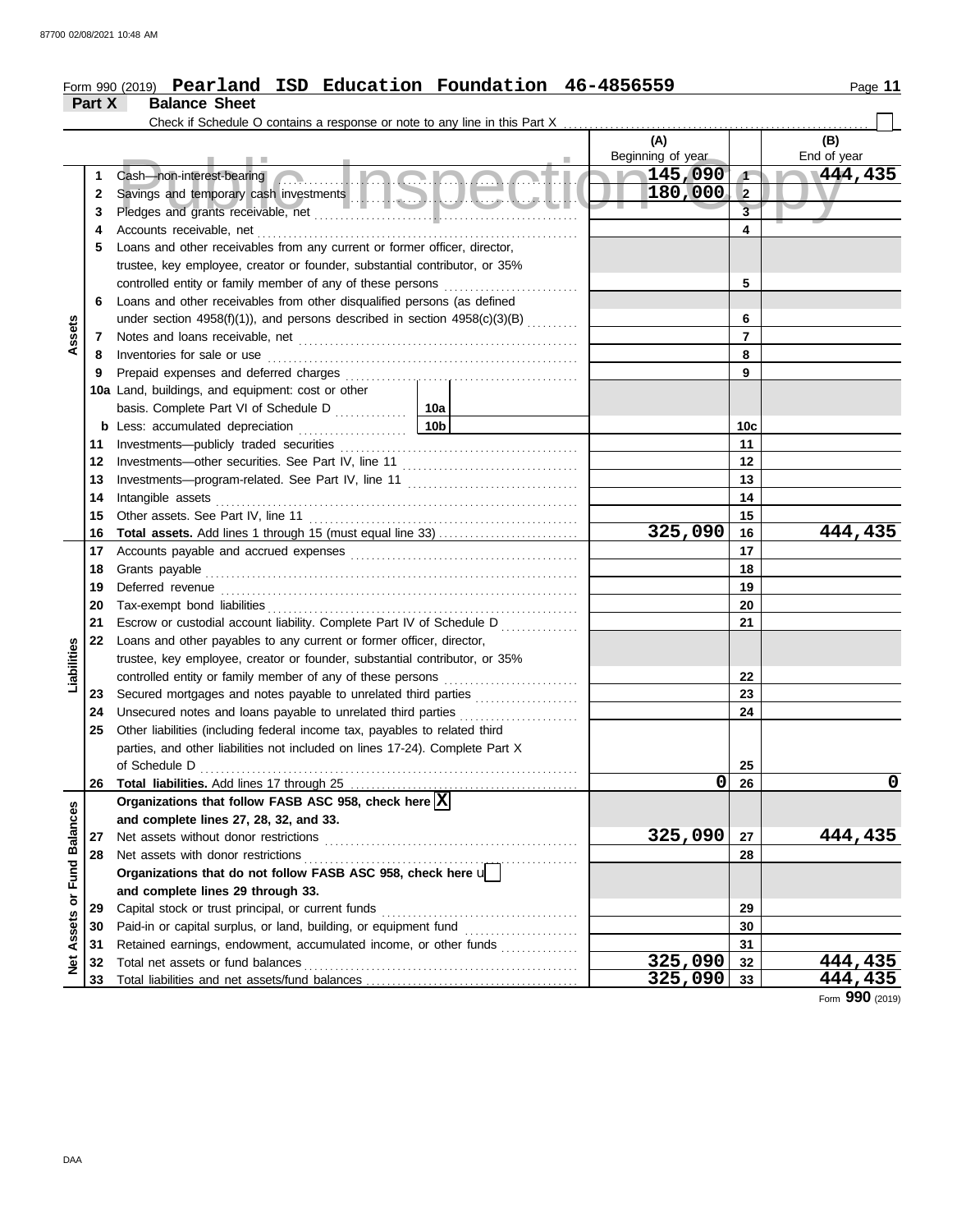Form 990 (2019) **Pearland ISD Education Foundation 46-4856559**

## Part X Balance Sheet

Check if Schedule O contains a response or note to any line in this Part X

| | | | (A) Beginning of year | | (B) End of year |
|---|---|---|---|---|---|
| Assets | 1 | Cash—non-interest-bearing | 145,090 | 1 | 444,435 |
| | 2 | Savings and temporary cash investments | 180,000 | 2 | |
| | 3 | Pledges and grants receivable, net | | 3 | |
| | 4 | Accounts receivable, net | | 4 | |
| | 5 | Loans and other receivables from any current or former officer, director, trustee, key employee, creator or founder, substantial contributor, or 35% controlled entity or family member of any of these persons | | 5 | |
| | 6 | Loans and other receivables from other disqualified persons (as defined under section 4958(f)(1)), and persons described in section 4958(c)(3)(B) | | 6 | |
| | 7 | Notes and loans receivable, net | | 7 | |
| | 8 | Inventories for sale or use | | 8 | |
| | 9 | Prepaid expenses and deferred charges | | 9 | |
| | 10a | Land, buildings, and equipment: cost or other basis. Complete Part VI of Schedule D — 10a | | | |
| | b | Less: accumulated depreciation — 10b | | 10c | |
| | 11 | Investments—publicly traded securities | | 11 | |
| | 12 | Investments—other securities. See Part IV, line 11 | | 12 | |
| | 13 | Investments—program-related. See Part IV, line 11 | | 13 | |
| | 14 | Intangible assets | | 14 | |
| | 15 | Other assets. See Part IV, line 11 | | 15 | |
| | 16 | **Total assets.** Add lines 1 through 15 (must equal line 33) | 325,090 | 16 | 444,435 |
| Liabilities | 17 | Accounts payable and accrued expenses | | 17 | |
| | 18 | Grants payable | | 18 | |
| | 19 | Deferred revenue | | 19 | |
| | 20 | Tax-exempt bond liabilities | | 20 | |
| | 21 | Escrow or custodial account liability. Complete Part IV of Schedule D | | 21 | |
| | 22 | Loans and other payables to any current or former officer, director, trustee, key employee, creator or founder, substantial contributor, or 35% controlled entity or family member of any of these persons | | 22 | |
| | 23 | Secured mortgages and notes payable to unrelated third parties | | 23 | |
| | 24 | Unsecured notes and loans payable to unrelated third parties | | 24 | |
| | 25 | Other liabilities (including federal income tax, payables to related third parties, and other liabilities not included on lines 17-24). Complete Part X of Schedule D | | 25 | |
| | 26 | **Total liabilities.** Add lines 17 through 25 | 0 | 26 | 0 |
| Net Assets or Fund Balances | | **Organizations that follow FASB ASC 958, check here** [X] **and complete lines 27, 28, 32, and 33.** | | | |
| | 27 | Net assets without donor restrictions | 325,090 | 27 | 444,435 |
| | 28 | Net assets with donor restrictions | | 28 | |
| | | **Organizations that do not follow FASB ASC 958, check here** [ ] **and complete lines 29 through 33.** | | | |
| | 29 | Capital stock or trust principal, or current funds | | 29 | |
| | 30 | Paid-in or capital surplus, or land, building, or equipment fund | | 30 | |
| | 31 | Retained earnings, endowment, accumulated income, or other funds | | 31 | |
| | 32 | Total net assets or fund balances | 325,090 | 32 | 444,435 |
| | 33 | Total liabilities and net assets/fund balances | 325,090 | 33 | 444,435 |

Form **990** (2019)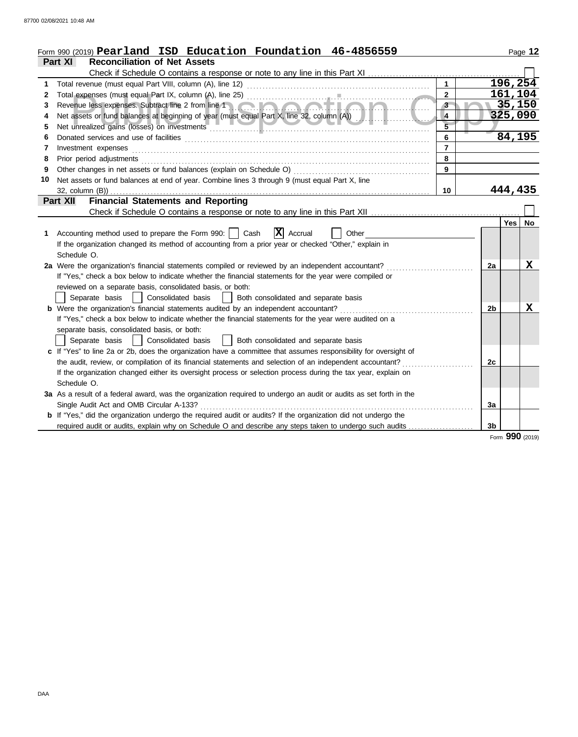Form 990 (2019) **Pearland ISD Education Foundation 46-4856559**

## Part XI Reconciliation of Net Assets

Check if Schedule O contains a response or note to any line in this Part XI ☐

| | | | |
|---|---|---|---|
| 1 | Total revenue (must equal Part VIII, column (A), line 12) | 1 | 196,254 |
| 2 | Total expenses (must equal Part IX, column (A), line 25) | 2 | 161,104 |
| 3 | Revenue less expenses. Subtract line 2 from line 1 | 3 | 35,150 |
| 4 | Net assets or fund balances at beginning of year (must equal Part X, line 32, column (A)) | 4 | 325,090 |
| 5 | Net unrealized gains (losses) on investments | 5 | |
| 6 | Donated services and use of facilities | 6 | 84,195 |
| 7 | Investment expenses | 7 | |
| 8 | Prior period adjustments | 8 | |
| 9 | Other changes in net assets or fund balances (explain on Schedule O) | 9 | |
| 10 | Net assets or fund balances at end of year. Combine lines 3 through 9 (must equal Part X, line 32, column (B)) | 10 | 444,435 |

## Part XII Financial Statements and Reporting

Check if Schedule O contains a response or note to any line in this Part XII ☐

| | | | Yes | No |
|---|---|---|---|---|
| 1 | Accounting method used to prepare the Form 990: ☐ Cash ☒ Accrual ☐ Other<br>If the organization changed its method of accounting from a prior year or checked "Other," explain in Schedule O. | | | |
| 2a | Were the organization's financial statements compiled or reviewed by an independent accountant?<br>If "Yes," check a box below to indicate whether the financial statements for the year were compiled or reviewed on a separate basis, consolidated basis, or both:<br>☐ Separate basis ☐ Consolidated basis ☐ Both consolidated and separate basis | 2a | | X |
| b | Were the organization's financial statements audited by an independent accountant?<br>If "Yes," check a box below to indicate whether the financial statements for the year were audited on a separate basis, consolidated basis, or both:<br>☐ Separate basis ☐ Consolidated basis ☐ Both consolidated and separate basis | 2b | | X |
| c | If "Yes" to line 2a or 2b, does the organization have a committee that assumes responsibility for oversight of the audit, review, or compilation of its financial statements and selection of an independent accountant?<br>If the organization changed either its oversight process or selection process during the tax year, explain on Schedule O. | 2c | | |
| 3a | As a result of a federal award, was the organization required to undergo an audit or audits as set forth in the Single Audit Act and OMB Circular A-133? | 3a | | |
| b | If "Yes," did the organization undergo the required audit or audits? If the organization did not undergo the required audit or audits, explain why on Schedule O and describe any steps taken to undergo such audits | 3b | | |

Form **990** (2019)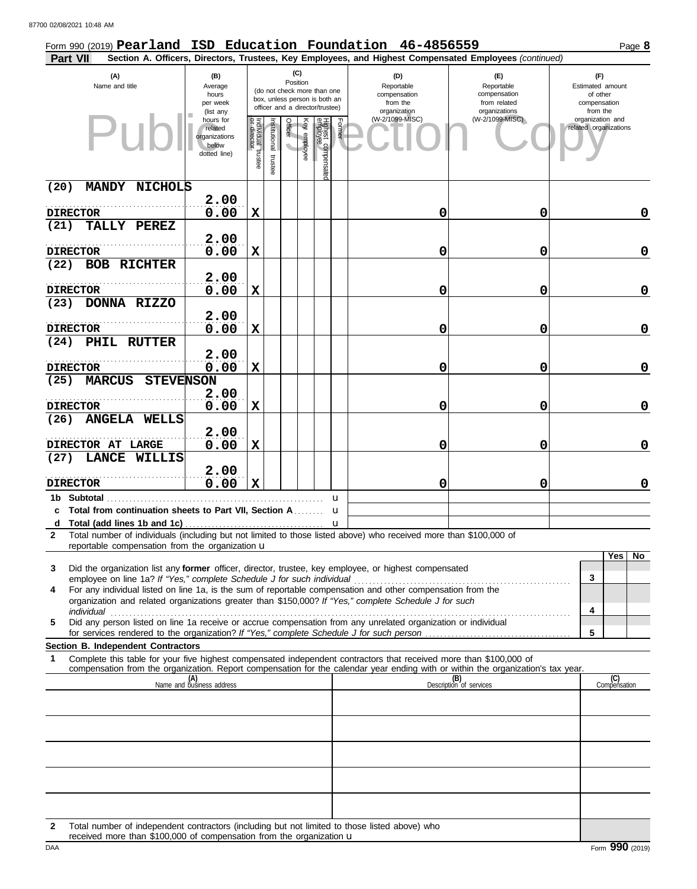87700 02/08/2021 10:48 AM

Form 990 (2019) **Pearland ISD Education Foundation 46-4856559** Page **8**

**Part VII** **Section A. Officers, Directors, Trustees, Key Employees, and Highest Compensated Employees** *(continued)*

| (A) Name and title | (B) Average hours per week (list any hours for related organizations below dotted line) | (C) Position: Individual trustee or director | Institutional trustee | Officer | Key employee | Highest compensated employee | Former | (D) Reportable compensation from the organization (W-2/1099-MISC) | (E) Reportable compensation from related organizations (W-2/1099-MISC) | (F) Estimated amount of other compensation from the organization and related organizations |
|---|---|---|---|---|---|---|---|---|---|---|
| (20) MANDY NICHOLS<br>DIRECTOR | 2.00<br>0.00 | X | | | | | | 0 | 0 | 0 |
| (21) TALLY PEREZ<br>DIRECTOR | 2.00<br>0.00 | X | | | | | | 0 | 0 | 0 |
| (22) BOB RICHTER<br>DIRECTOR | 2.00<br>0.00 | X | | | | | | 0 | 0 | 0 |
| (23) DONNA RIZZO<br>DIRECTOR | 2.00<br>0.00 | X | | | | | | 0 | 0 | 0 |
| (24) PHIL RUTTER<br>DIRECTOR | 2.00<br>0.00 | X | | | | | | 0 | 0 | 0 |
| (25) MARCUS STEVENSON<br>DIRECTOR | 2.00<br>0.00 | X | | | | | | 0 | 0 | 0 |
| (26) ANGELA WELLS<br>DIRECTOR AT LARGE | 2.00<br>0.00 | X | | | | | | 0 | 0 | 0 |
| (27) LANCE WILLIS<br>DIRECTOR | 2.00<br>0.00 | X | | | | | | 0 | 0 | 0 |
| **1b Subtotal** | | | | | | | u | | | |
| **c Total from continuation sheets to Part VII, Section A** | | | | | | | u | | | |
| **d Total (add lines 1b and 1c)** | | | | | | | u | | | |

**2** Total number of individuals (including but not limited to those listed above) who received more than $100,000 of reportable compensation from the organization u

| | | | Yes | No |
|---|---|---|---|---|
| **3** | Did the organization list any **former** officer, director, trustee, key employee, or highest compensated employee on line 1a? *If "Yes," complete Schedule J for such individual* | 3 | | |
| **4** | For any individual listed on line 1a, is the sum of reportable compensation and other compensation from the organization and related organizations greater than $150,000? *If "Yes," complete Schedule J for such individual* | 4 | | |
| **5** | Did any person listed on line 1a receive or accrue compensation from any unrelated organization or individual for services rendered to the organization? *If "Yes," complete Schedule J for such person* | 5 | | |

**Section B. Independent Contractors**

**1** Complete this table for your five highest compensated independent contractors that received more than $100,000 of compensation from the organization. Report compensation for the calendar year ending with or within the organization's tax year.

| (A) Name and business address | (B) Description of services | (C) Compensation |
|---|---|---|
| | | |
| | | |
| | | |
| | | |
| | | |

**2** Total number of independent contractors (including but not limited to those listed above) who received more than $100,000 of compensation from the organization u

DAA Form **990** (2019)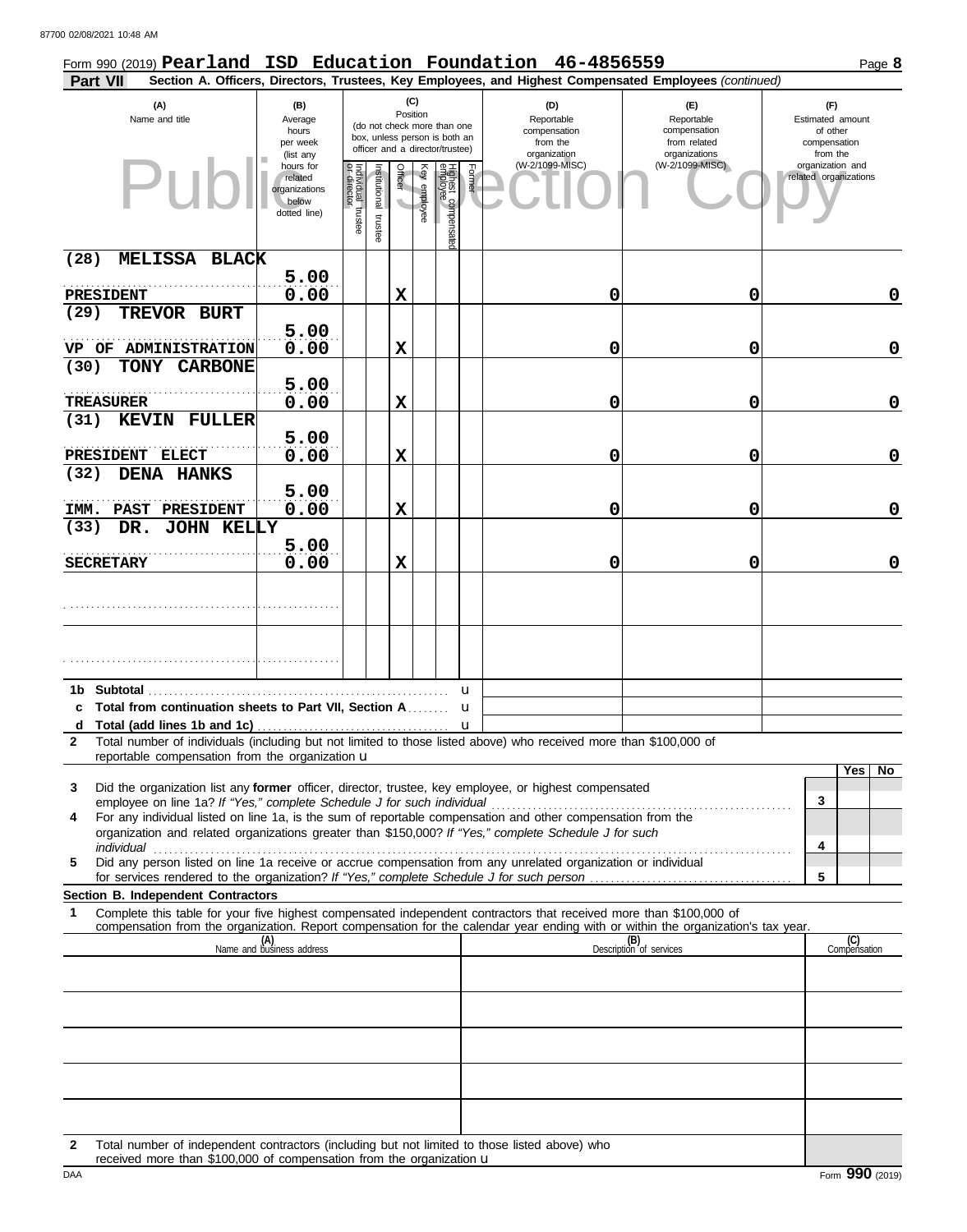Form 990 (2019) **Pearland ISD Education Foundation 46-4856559**

**Part VII** **Section A. Officers, Directors, Trustees, Key Employees, and Highest Compensated Employees** *(continued)*

| (A) Name and title | (B) Average hours per week (list any hours for related organizations below dotted line) | (C) Position: Individual trustee or director | Institutional trustee | Officer | Key employee | Highest compensated employee | Former | (D) Reportable compensation from the organization (W-2/1099-MISC) | (E) Reportable compensation from related organizations (W-2/1099-MISC) | (F) Estimated amount of other compensation from the organization and related organizations |
|---|---|---|---|---|---|---|---|---|---|---|
| (28) MELISSA BLACK<br>PRESIDENT | 5.00<br>0.00 | | | X | | | | 0 | 0 | 0 |
| (29) TREVOR BURT<br>VP OF ADMINISTRATION | 5.00<br>0.00 | | | X | | | | 0 | 0 | 0 |
| (30) TONY CARBONE<br>TREASURER | 5.00<br>0.00 | | | X | | | | 0 | 0 | 0 |
| (31) KEVIN FULLER<br>PRESIDENT ELECT | 5.00<br>0.00 | | | X | | | | 0 | 0 | 0 |
| (32) DENA HANKS<br>IMM. PAST PRESIDENT | 5.00<br>0.00 | | | X | | | | 0 | 0 | 0 |
| (33) DR. JOHN KELLY<br>SECRETARY | 5.00<br>0.00 | | | X | | | | 0 | 0 | 0 |
| | | | | | | | | | | |
| | | | | | | | | | | |

**1b Subtotal** . . . . . . . . u

**c Total from continuation sheets to Part VII, Section A** . . . . . . . . u

**d Total (add lines 1b and 1c)** . . . . . . . . u

**2** Total number of individuals (including but not limited to those listed above) who received more than $100,000 of reportable compensation from the organization u

| | | Yes | No |
|---|---|---|---|
| **3** Did the organization list any **former** officer, director, trustee, key employee, or highest compensated employee on line 1a? *If "Yes," complete Schedule J for such individual* | 3 | | |
| **4** For any individual listed on line 1a, is the sum of reportable compensation and other compensation from the organization and related organizations greater than $150,000? *If "Yes," complete Schedule J for such individual* | 4 | | |
| **5** Did any person listed on line 1a receive or accrue compensation from any unrelated organization or individual for services rendered to the organization? *If "Yes," complete Schedule J for such person* | 5 | | |

**Section B. Independent Contractors**

**1** Complete this table for your five highest compensated independent contractors that received more than $100,000 of compensation from the organization. Report compensation for the calendar year ending with or within the organization's tax year.

| (A) Name and business address | (B) Description of services | (C) Compensation |
|---|---|---|
| | | |
| | | |
| | | |
| | | |
| | | |

**2** Total number of independent contractors (including but not limited to those listed above) who received more than $100,000 of compensation from the organization u

Form **990** (2019)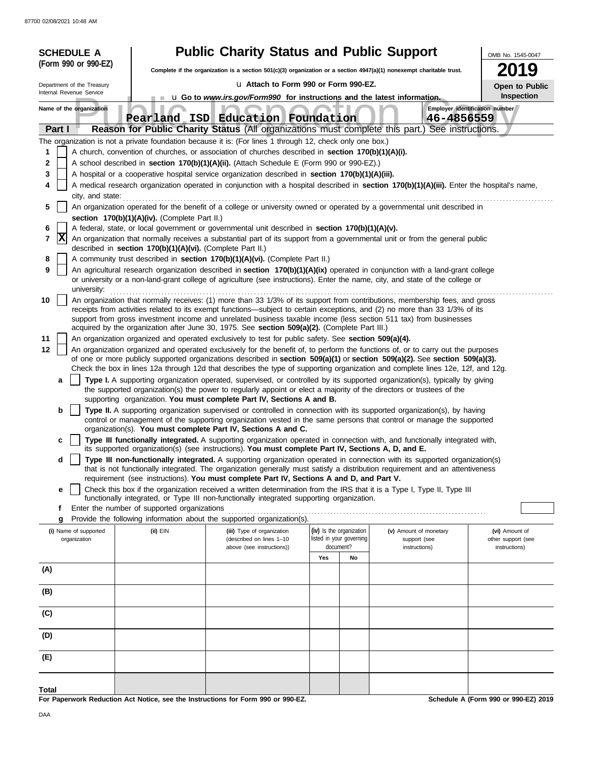87700 02/08/2021 10:48 AM

**SCHEDULE A**
**(Form 990 or 990-EZ)**

Department of the Treasury
Internal Revenue Service

# Public Charity Status and Public Support

**Complete if the organization is a section 501(c)(3) organization or a section 4947(a)(1) nonexempt charitable trust.**

u **Attach to Form 990 or Form 990-EZ.**

u **Go to *www.irs.gov/Form990* for instructions and the latest information.**

OMB No. 1545-0047

**2019**

**Open to Public Inspection**

**Name of the organization:** Pearland ISD Education Foundation

**Employer identification number:** 46-4856559

**Part I** **Reason for Public Charity Status** (All organizations must complete this part.) See instructions.

The organization is not a private foundation because it is: (For lines 1 through 12, check only one box.)

1 [ ] A church, convention of churches, or association of churches described in **section 170(b)(1)(A)(i).**

2 [ ] A school described in **section 170(b)(1)(A)(ii).** (Attach Schedule E (Form 990 or 990-EZ).)

3 [ ] A hospital or a cooperative hospital service organization described in **section 170(b)(1)(A)(iii).**

4 [ ] A medical research organization operated in conjunction with a hospital described in **section 170(b)(1)(A)(iii).** Enter the hospital's name, city, and state:

5 [ ] An organization operated for the benefit of a college or university owned or operated by a governmental unit described in **section 170(b)(1)(A)(iv).** (Complete Part II.)

6 [ ] A federal, state, or local government or governmental unit described in **section 170(b)(1)(A)(v).**

7 [X] An organization that normally receives a substantial part of its support from a governmental unit or from the general public described in **section 170(b)(1)(A)(vi).** (Complete Part II.)

8 [ ] A community trust described in **section 170(b)(1)(A)(vi).** (Complete Part II.)

9 [ ] An agricultural research organization described in **section 170(b)(1)(A)(ix)** operated in conjunction with a land-grant college or university or a non-land-grant college of agriculture (see instructions). Enter the name, city, and state of the college or university:

10 [ ] An organization that normally receives: (1) more than 33 1/3% of its support from contributions, membership fees, and gross receipts from activities related to its exempt functions—subject to certain exceptions, and (2) no more than 33 1/3% of its support from gross investment income and unrelated business taxable income (less section 511 tax) from businesses acquired by the organization after June 30, 1975. See **section 509(a)(2).** (Complete Part III.)

11 [ ] An organization organized and operated exclusively to test for public safety. See **section 509(a)(4).**

12 [ ] An organization organized and operated exclusively for the benefit of, to perform the functions of, or to carry out the purposes of one or more publicly supported organizations described in **section 509(a)(1)** or **section 509(a)(2).** See **section 509(a)(3).** Check the box in lines 12a through 12d that describes the type of supporting organization and complete lines 12e, 12f, and 12g.

a [ ] **Type I.** A supporting organization operated, supervised, or controlled by its supported organization(s), typically by giving the supported organization(s) the power to regularly appoint or elect a majority of the directors or trustees of the supporting organization. **You must complete Part IV, Sections A and B.**

b [ ] **Type II.** A supporting organization supervised or controlled in connection with its supported organization(s), by having control or management of the supporting organization vested in the same persons that control or manage the supported organization(s). **You must complete Part IV, Sections A and C.**

c [ ] **Type III functionally integrated.** A supporting organization operated in connection with, and functionally integrated with, its supported organization(s) (see instructions). **You must complete Part IV, Sections A, D, and E.**

d [ ] **Type III non-functionally integrated.** A supporting organization operated in connection with its supported organization(s) that is not functionally integrated. The organization generally must satisfy a distribution requirement and an attentiveness requirement (see instructions). **You must complete Part IV, Sections A and D, and Part V.**

e [ ] Check this box if the organization received a written determination from the IRS that it is a Type I, Type II, Type III functionally integrated, or Type III non-functionally integrated supporting organization.

f Enter the number of supported organizations

g Provide the following information about the supported organization(s).

| (i) Name of supported organization | (ii) EIN | (iii) Type of organization (described on lines 1–10 above (see instructions)) | (iv) Is the organization listed in your governing document? Yes | No | (v) Amount of monetary support (see instructions) | (vi) Amount of other support (see instructions) |
|---|---|---|---|---|---|---|
| (A) | | | | | | |
| (B) | | | | | | |
| (C) | | | | | | |
| (D) | | | | | | |
| (E) | | | | | | |
| Total | | | | | | |

**For Paperwork Reduction Act Notice, see the Instructions for Form 990 or 990-EZ.** **Schedule A (Form 990 or 990-EZ) 2019**

DAA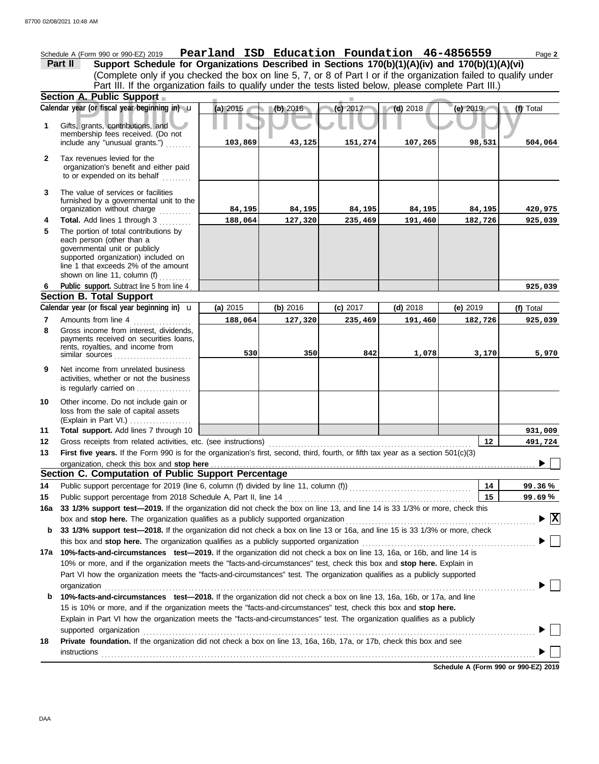Schedule A (Form 990 or 990-EZ) 2019 **Pearland ISD Education Foundation 46-4856559** Page **2**

**Part II Support Schedule for Organizations Described in Sections 170(b)(1)(A)(iv) and 170(b)(1)(A)(vi)**

(Complete only if you checked the box on line 5, 7, or 8 of Part I or if the organization failed to qualify under Part III. If the organization fails to qualify under the tests listed below, please complete Part III.)

**Section A. Public Support**

| | Calendar year (or fiscal year beginning in) | (a) 2015 | (b) 2016 | (c) 2017 | (d) 2018 | (e) 2019 | (f) Total |
|---|---|---|---|---|---|---|---|
| 1 | Gifts, grants, contributions, and membership fees received. (Do not include any "unusual grants.") | 103,869 | 43,125 | 151,274 | 107,265 | 98,531 | 504,064 |
| 2 | Tax revenues levied for the organization's benefit and either paid to or expended on its behalf | | | | | | |
| 3 | The value of services or facilities furnished by a governmental unit to the organization without charge | 84,195 | 84,195 | 84,195 | 84,195 | 84,195 | 420,975 |
| 4 | **Total.** Add lines 1 through 3 | 188,064 | 127,320 | 235,469 | 191,460 | 182,726 | 925,039 |
| 5 | The portion of total contributions by each person (other than a governmental unit or publicly supported organization) included on line 1 that exceeds 2% of the amount shown on line 11, column (f) | | | | | | |
| 6 | **Public support.** Subtract line 5 from line 4 | | | | | | 925,039 |

**Section B. Total Support**

| | Calendar year (or fiscal year beginning in) | (a) 2015 | (b) 2016 | (c) 2017 | (d) 2018 | (e) 2019 | (f) Total |
|---|---|---|---|---|---|---|---|
| 7 | Amounts from line 4 | 188,064 | 127,320 | 235,469 | 191,460 | 182,726 | 925,039 |
| 8 | Gross income from interest, dividends, payments received on securities loans, rents, royalties, and income from similar sources | 530 | 350 | 842 | 1,078 | 3,170 | 5,970 |
| 9 | Net income from unrelated business activities, whether or not the business is regularly carried on | | | | | | |
| 10 | Other income. Do not include gain or loss from the sale of capital assets (Explain in Part VI.) | | | | | | |
| 11 | **Total support.** Add lines 7 through 10 | | | | | | 931,009 |

**12** Gross receipts from related activities, etc. (see instructions) — 12 — **491,724**

**13** **First five years.** If the Form 990 is for the organization's first, second, third, fourth, or fifth tax year as a section 501(c)(3) organization, check this box and **stop here** ☐

**Section C. Computation of Public Support Percentage**

**14** Public support percentage for 2019 (line 6, column (f) divided by line 11, column (f)) — 14 — **99.36 %**

**15** Public support percentage from 2018 Schedule A, Part II, line 14 — 15 — **99.69 %**

**16a** **33 1/3% support test—2019.** If the organization did not check the box on line 13, and line 14 is 33 1/3% or more, check this box and **stop here.** The organization qualifies as a publicly supported organization ☒

**b** **33 1/3% support test—2018.** If the organization did not check a box on line 13 or 16a, and line 15 is 33 1/3% or more, check this box and **stop here.** The organization qualifies as a publicly supported organization ☐

**17a** **10%-facts-and-circumstances test—2019.** If the organization did not check a box on line 13, 16a, or 16b, and line 14 is 10% or more, and if the organization meets the "facts-and-circumstances" test, check this box and **stop here.** Explain in Part VI how the organization meets the "facts-and-circumstances" test. The organization qualifies as a publicly supported organization ☐

**b** **10%-facts-and-circumstances test—2018.** If the organization did not check a box on line 13, 16a, 16b, or 17a, and line 15 is 10% or more, and if the organization meets the "facts-and-circumstances" test, check this box and **stop here.** Explain in Part VI how the organization meets the "facts-and-circumstances" test. The organization qualifies as a publicly supported organization ☐

**18** **Private foundation.** If the organization did not check a box on line 13, 16a, 16b, 17a, or 17b, check this box and see instructions ☐

**Schedule A (Form 990 or 990-EZ) 2019**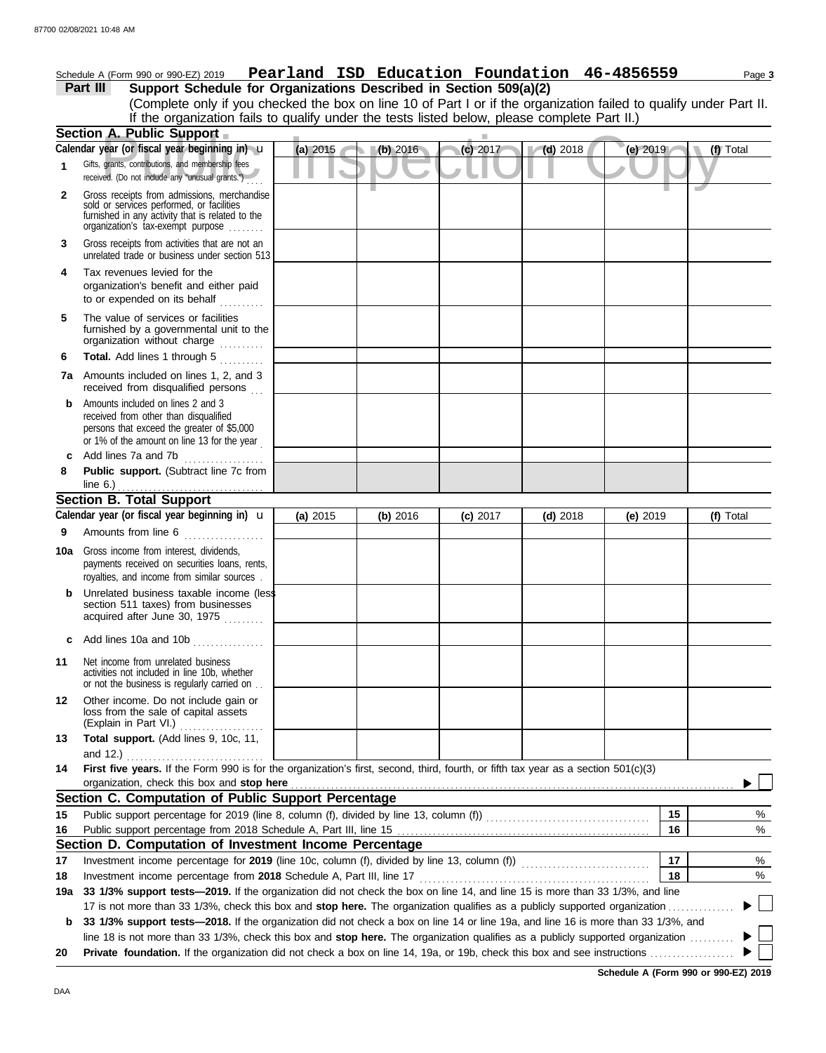Schedule A (Form 990 or 990-EZ) 2019 **Pearland ISD Education Foundation 46-4856559** Page **3**

**Part III Support Schedule for Organizations Described in Section 509(a)(2)**

(Complete only if you checked the box on line 10 of Part I or if the organization failed to qualify under Part II. If the organization fails to qualify under the tests listed below, please complete Part II.)

Public Inspection Copy

### Section A. Public Support

| Calendar year (or fiscal year beginning in) u | (a) 2015 | (b) 2016 | (c) 2017 | (d) 2018 | (e) 2019 | (f) Total |
|---|---|---|---|---|---|---|
| **1** Gifts, grants, contributions, and membership fees received. (Do not include any "unusual grants.") | | | | | | |
| **2** Gross receipts from admissions, merchandise sold or services performed, or facilities furnished in any activity that is related to the organization's tax-exempt purpose | | | | | | |
| **3** Gross receipts from activities that are not an unrelated trade or business under section 513 | | | | | | |
| **4** Tax revenues levied for the organization's benefit and either paid to or expended on its behalf | | | | | | |
| **5** The value of services or facilities furnished by a governmental unit to the organization without charge | | | | | | |
| **6** **Total.** Add lines 1 through 5 | | | | | | |
| **7a** Amounts included on lines 1, 2, and 3 received from disqualified persons | | | | | | |
| **b** Amounts included on lines 2 and 3 received from other than disqualified persons that exceed the greater of $5,000 or 1% of the amount on line 13 for the year | | | | | | |
| **c** Add lines 7a and 7b | | | | | | |
| **8** **Public support.** (Subtract line 7c from line 6.) | | | | | | |

### Section B. Total Support

| Calendar year (or fiscal year beginning in) u | (a) 2015 | (b) 2016 | (c) 2017 | (d) 2018 | (e) 2019 | (f) Total |
|---|---|---|---|---|---|---|
| **9** Amounts from line 6 | | | | | | |
| **10a** Gross income from interest, dividends, payments received on securities loans, rents, royalties, and income from similar sources | | | | | | |
| **b** Unrelated business taxable income (less section 511 taxes) from businesses acquired after June 30, 1975 | | | | | | |
| **c** Add lines 10a and 10b | | | | | | |
| **11** Net income from unrelated business activities not included in line 10b, whether or not the business is regularly carried on | | | | | | |
| **12** Other income. Do not include gain or loss from the sale of capital assets (Explain in Part VI.) | | | | | | |
| **13** **Total support.** (Add lines 9, 10c, 11, and 12.) | | | | | | |

**14** **First five years.** If the Form 990 is for the organization's first, second, third, fourth, or fifth tax year as a section 501(c)(3) organization, check this box and **stop here** ▶ ☐

### Section C. Computation of Public Support Percentage

| | | | |
|---|---|---|---|
| **15** | Public support percentage for 2019 (line 8, column (f), divided by line 13, column (f)) | 15 | % |
| **16** | Public support percentage from 2018 Schedule A, Part III, line 15 | 16 | % |

### Section D. Computation of Investment Income Percentage

| | | | |
|---|---|---|---|
| **17** | Investment income percentage for **2019** (line 10c, column (f), divided by line 13, column (f)) | 17 | % |
| **18** | Investment income percentage from **2018** Schedule A, Part III, line 17 | 18 | % |

**19a** **33 1/3% support tests—2019.** If the organization did not check the box on line 14, and line 15 is more than 33 1/3%, and line 17 is not more than 33 1/3%, check this box and **stop here.** The organization qualifies as a publicly supported organization ▶ ☐

**b** **33 1/3% support tests—2018.** If the organization did not check a box on line 14 or line 19a, and line 16 is more than 33 1/3%, and line 18 is not more than 33 1/3%, check this box and **stop here.** The organization qualifies as a publicly supported organization ▶ ☐

**20** **Private foundation.** If the organization did not check a box on line 14, 19a, or 19b, check this box and see instructions ▶ ☐

**Schedule A (Form 990 or 990-EZ) 2019**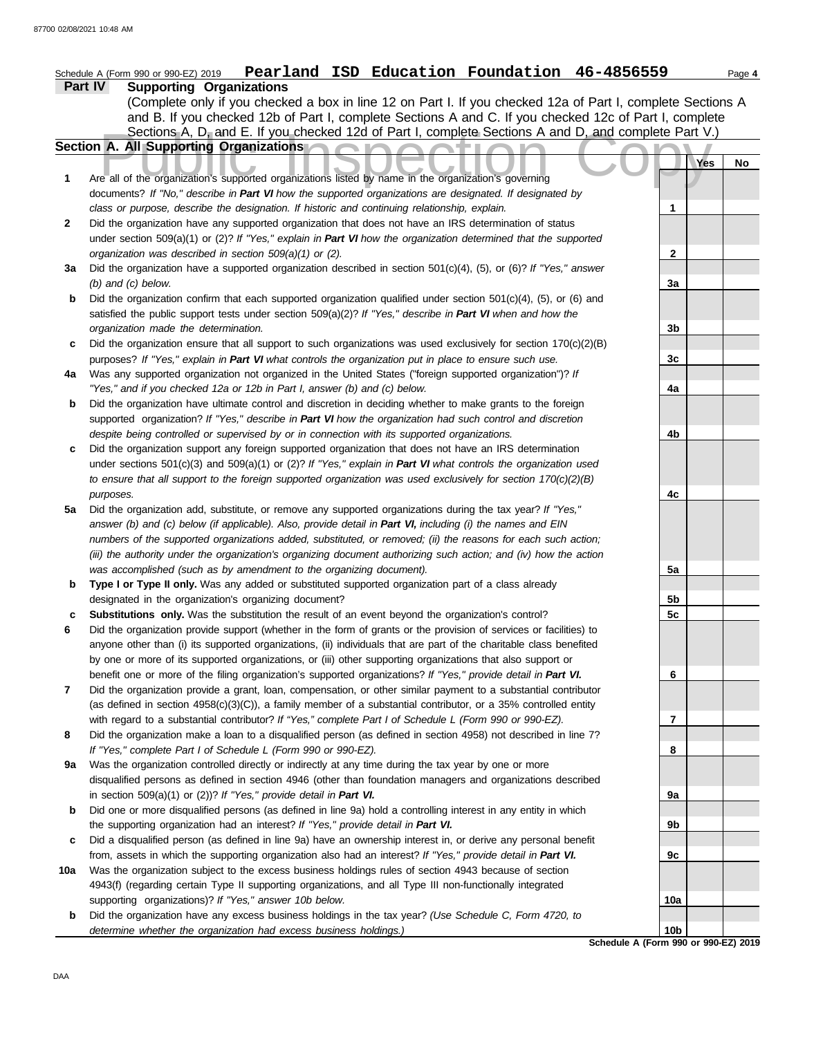Schedule A (Form 990 or 990-EZ) 2019 **Pearland ISD Education Foundation 46-4856559** Page **4**

## Part IV Supporting Organizations

(Complete only if you checked a box in line 12 on Part I. If you checked 12a of Part I, complete Sections A and B. If you checked 12b of Part I, complete Sections A and C. If you checked 12c of Part I, complete Sections A, D, and E. If you checked 12d of Part I, complete Sections A and D, and complete Part V.)

### Section A. All Supporting Organizations

| | | | Yes | No |
|---|---|---|---|---|
| **1** | Are all of the organization's supported organizations listed by name in the organization's governing documents? *If "No," describe in **Part VI** how the supported organizations are designated. If designated by class or purpose, describe the designation. If historic and continuing relationship, explain.* | **1** | | |
| **2** | Did the organization have any supported organization that does not have an IRS determination of status under section 509(a)(1) or (2)? *If "Yes," explain in **Part VI** how the organization determined that the supported organization was described in section 509(a)(1) or (2).* | **2** | | |
| **3a** | Did the organization have a supported organization described in section 501(c)(4), (5), or (6)? *If "Yes," answer (b) and (c) below.* | **3a** | | |
| **b** | Did the organization confirm that each supported organization qualified under section 501(c)(4), (5), or (6) and satisfied the public support tests under section 509(a)(2)? *If "Yes," describe in **Part VI** when and how the organization made the determination.* | **3b** | | |
| **c** | Did the organization ensure that all support to such organizations was used exclusively for section 170(c)(2)(B) purposes? *If "Yes," explain in **Part VI** what controls the organization put in place to ensure such use.* | **3c** | | |
| **4a** | Was any supported organization not organized in the United States ("foreign supported organization")? *If "Yes," and if you checked 12a or 12b in Part I, answer (b) and (c) below.* | **4a** | | |
| **b** | Did the organization have ultimate control and discretion in deciding whether to make grants to the foreign supported organization? *If "Yes," describe in **Part VI** how the organization had such control and discretion despite being controlled or supervised by or in connection with its supported organizations.* | **4b** | | |
| **c** | Did the organization support any foreign supported organization that does not have an IRS determination under sections 501(c)(3) and 509(a)(1) or (2)? *If "Yes," explain in **Part VI** what controls the organization used to ensure that all support to the foreign supported organization was used exclusively for section 170(c)(2)(B) purposes.* | **4c** | | |
| **5a** | Did the organization add, substitute, or remove any supported organizations during the tax year? *If "Yes," answer (b) and (c) below (if applicable). Also, provide detail in **Part VI,** including (i) the names and EIN numbers of the supported organizations added, substituted, or removed; (ii) the reasons for each such action; (iii) the authority under the organization's organizing document authorizing such action; and (iv) how the action was accomplished (such as by amendment to the organizing document).* | **5a** | | |
| **b** | **Type I or Type II only.** Was any added or substituted supported organization part of a class already designated in the organization's organizing document? | **5b** | | |
| **c** | **Substitutions only.** Was the substitution the result of an event beyond the organization's control? | **5c** | | |
| **6** | Did the organization provide support (whether in the form of grants or the provision of services or facilities) to anyone other than (i) its supported organizations, (ii) individuals that are part of the charitable class benefited by one or more of its supported organizations, or (iii) other supporting organizations that also support or benefit one or more of the filing organization's supported organizations? *If "Yes," provide detail in **Part VI.*** | **6** | | |
| **7** | Did the organization provide a grant, loan, compensation, or other similar payment to a substantial contributor (as defined in section 4958(c)(3)(C)), a family member of a substantial contributor, or a 35% controlled entity with regard to a substantial contributor? *If "Yes," complete Part I of Schedule L (Form 990 or 990-EZ).* | **7** | | |
| **8** | Did the organization make a loan to a disqualified person (as defined in section 4958) not described in line 7? *If "Yes," complete Part I of Schedule L (Form 990 or 990-EZ).* | **8** | | |
| **9a** | Was the organization controlled directly or indirectly at any time during the tax year by one or more disqualified persons as defined in section 4946 (other than foundation managers and organizations described in section 509(a)(1) or (2))? *If "Yes," provide detail in **Part VI.*** | **9a** | | |
| **b** | Did one or more disqualified persons (as defined in line 9a) hold a controlling interest in any entity in which the supporting organization had an interest? *If "Yes," provide detail in **Part VI.*** | **9b** | | |
| **c** | Did a disqualified person (as defined in line 9a) have an ownership interest in, or derive any personal benefit from, assets in which the supporting organization also had an interest? *If "Yes," provide detail in **Part VI.*** | **9c** | | |
| **10a** | Was the organization subject to the excess business holdings rules of section 4943 because of section 4943(f) (regarding certain Type II supporting organizations, and all Type III non-functionally integrated supporting organizations)? *If "Yes," answer 10b below.* | **10a** | | |
| **b** | Did the organization have any excess business holdings in the tax year? *(Use Schedule C, Form 4720, to determine whether the organization had excess business holdings.)* | **10b** | | |

**Schedule A (Form 990 or 990-EZ) 2019**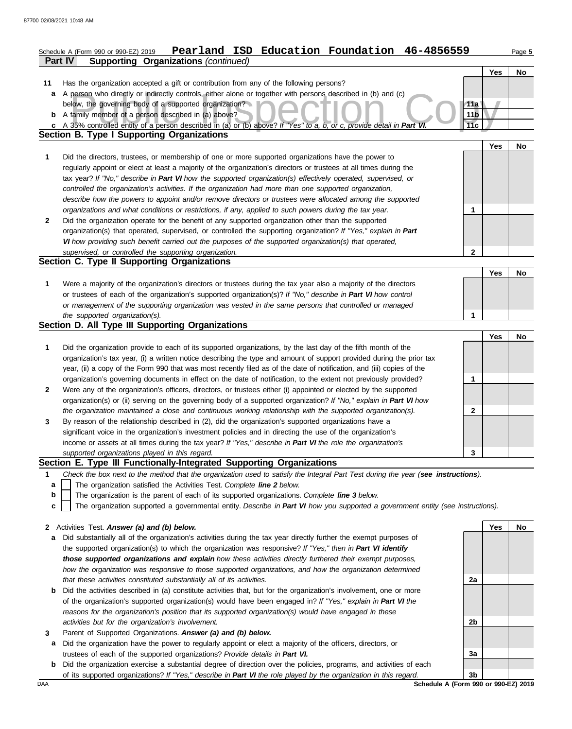Schedule A (Form 990 or 990-EZ) 2019 **Pearland ISD Education Foundation 46-4856559** Page 5

## Part IV Supporting Organizations *(continued)*

| | | | Yes | No |
|---|---|---|---|---|
| **11** | Has the organization accepted a gift or contribution from any of the following persons? | | | |
| **a** | A person who directly or indirectly controls, either alone or together with persons described in (b) and (c) below, the governing body of a supported organization? | 11a | | |
| **b** | A family member of a person described in (a) above? | 11b | | |
| **c** | A 35% controlled entity of a person described in (a) or (b) above? *If "Yes" to a, b, or c, provide detail in **Part VI.*** | 11c | | |

## Section B. Type I Supporting Organizations

| | | | Yes | No |
|---|---|---|---|---|
| **1** | Did the directors, trustees, or membership of one or more supported organizations have the power to regularly appoint or elect at least a majority of the organization's directors or trustees at all times during the tax year? *If "No," describe in **Part VI** how the supported organization(s) effectively operated, supervised, or controlled the organization's activities. If the organization had more than one supported organization, describe how the powers to appoint and/or remove directors or trustees were allocated among the supported organizations and what conditions or restrictions, if any, applied to such powers during the tax year.* | 1 | | |
| **2** | Did the organization operate for the benefit of any supported organization other than the supported organization(s) that operated, supervised, or controlled the supporting organization? *If "Yes," explain in **Part VI** how providing such benefit carried out the purposes of the supported organization(s) that operated, supervised, or controlled the supporting organization.* | 2 | | |

## Section C. Type II Supporting Organizations

| | | | Yes | No |
|---|---|---|---|---|
| **1** | Were a majority of the organization's directors or trustees during the tax year also a majority of the directors or trustees of each of the organization's supported organization(s)? *If "No," describe in **Part VI** how control or management of the supporting organization was vested in the same persons that controlled or managed the supported organization(s).* | 1 | | |

## Section D. All Type III Supporting Organizations

| | | | Yes | No |
|---|---|---|---|---|
| **1** | Did the organization provide to each of its supported organizations, by the last day of the fifth month of the organization's tax year, (i) a written notice describing the type and amount of support provided during the prior tax year, (ii) a copy of the Form 990 that was most recently filed as of the date of notification, and (iii) copies of the organization's governing documents in effect on the date of notification, to the extent not previously provided? | 1 | | |
| **2** | Were any of the organization's officers, directors, or trustees either (i) appointed or elected by the supported organization(s) or (ii) serving on the governing body of a supported organization? *If "No," explain in **Part VI** how the organization maintained a close and continuous working relationship with the supported organization(s).* | 2 | | |
| **3** | By reason of the relationship described in (2), did the organization's supported organizations have a significant voice in the organization's investment policies and in directing the use of the organization's income or assets at all times during the tax year? *If "Yes," describe in **Part VI** the role the organization's supported organizations played in this regard.* | 3 | | |

## Section E. Type III Functionally-Integrated Supporting Organizations

**1** *Check the box next to the method that the organization used to satisfy the Integral Part Test during the year (**see instructions**).*

- **a** ☐ The organization satisfied the Activities Test. *Complete **line 2** below.*
- **b** ☐ The organization is the parent of each of its supported organizations. *Complete **line 3** below.*
- **c** ☐ The organization supported a governmental entity. *Describe in **Part VI** how you supported a government entity (see instructions).*

| | | | Yes | No |
|---|---|---|---|---|
| **2** | Activities Test. ***Answer (a) and (b) below.*** | | | |
| **a** | Did substantially all of the organization's activities during the tax year directly further the exempt purposes of the supported organization(s) to which the organization was responsive? *If "Yes," then in **Part VI identify those supported organizations and explain** how these activities directly furthered their exempt purposes, how the organization was responsive to those supported organizations, and how the organization determined that these activities constituted substantially all of its activities.* | 2a | | |
| **b** | Did the activities described in (a) constitute activities that, but for the organization's involvement, one or more of the organization's supported organization(s) would have been engaged in? *If "Yes," explain in **Part VI** the reasons for the organization's position that its supported organization(s) would have engaged in these activities but for the organization's involvement.* | 2b | | |
| **3** | Parent of Supported Organizations. ***Answer (a) and (b) below.*** | | | |
| **a** | Did the organization have the power to regularly appoint or elect a majority of the officers, directors, or trustees of each of the supported organizations? *Provide details in **Part VI.*** | 3a | | |
| **b** | Did the organization exercise a substantial degree of direction over the policies, programs, and activities of each of its supported organizations? *If "Yes," describe in **Part VI** the role played by the organization in this regard.* | 3b | | |

**Schedule A (Form 990 or 990-EZ) 2019**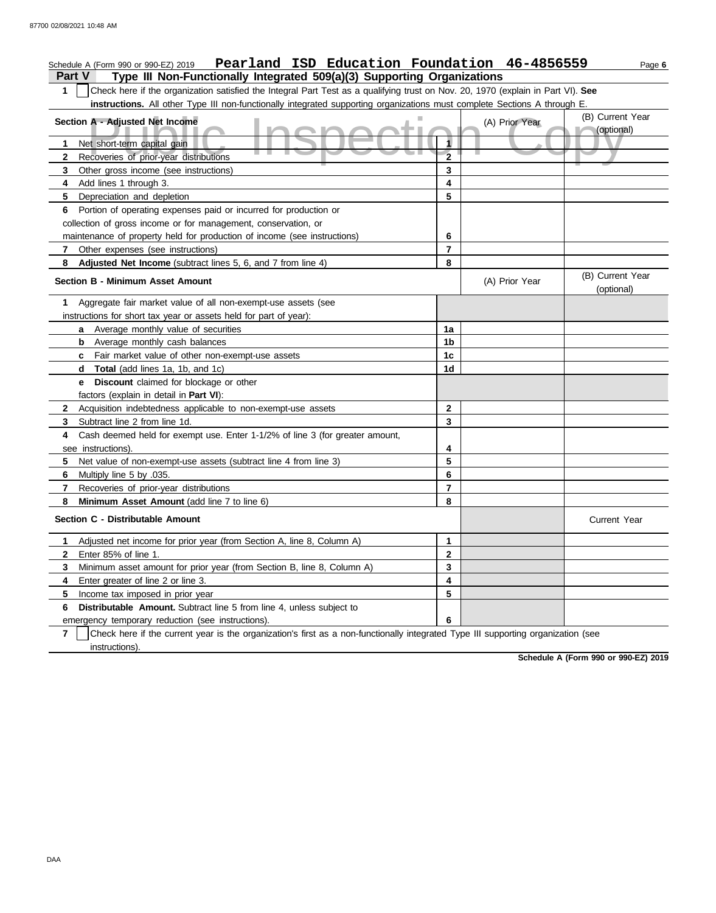Schedule A (Form 990 or 990-EZ) 2019 **Pearland ISD Education Foundation 46-4856559**

**Part V Type III Non-Functionally Integrated 509(a)(3) Supporting Organizations**

**1** ☐ Check here if the organization satisfied the Integral Part Test as a qualifying trust on Nov. 20, 1970 (explain in Part VI). **See instructions.** All other Type III non-functionally integrated supporting organizations must complete Sections A through E.

| **Section A - Adjusted Net Income** | | (A) Prior Year | (B) Current Year (optional) |
|---|---|---|---|
| **1** Net short-term capital gain | **1** | | |
| **2** Recoveries of prior-year distributions | **2** | | |
| **3** Other gross income (see instructions) | **3** | | |
| **4** Add lines 1 through 3. | **4** | | |
| **5** Depreciation and depletion | **5** | | |
| **6** Portion of operating expenses paid or incurred for production or collection of gross income or for management, conservation, or maintenance of property held for production of income (see instructions) | **6** | | |
| **7** Other expenses (see instructions) | **7** | | |
| **8** **Adjusted Net Income** (subtract lines 5, 6, and 7 from line 4) | **8** | | |

| **Section B - Minimum Asset Amount** | | (A) Prior Year | (B) Current Year (optional) |
|---|---|---|---|
| **1** Aggregate fair market value of all non-exempt-use assets (see instructions for short tax year or assets held for part of year): | | | |
| **a** Average monthly value of securities | **1a** | | |
| **b** Average monthly cash balances | **1b** | | |
| **c** Fair market value of other non-exempt-use assets | **1c** | | |
| **d** **Total** (add lines 1a, 1b, and 1c) | **1d** | | |
| **e** **Discount** claimed for blockage or other factors (explain in detail in **Part VI**): | | | |
| **2** Acquisition indebtedness applicable to non-exempt-use assets | **2** | | |
| **3** Subtract line 2 from line 1d. | **3** | | |
| **4** Cash deemed held for exempt use. Enter 1-1/2% of line 3 (for greater amount, see instructions). | **4** | | |
| **5** Net value of non-exempt-use assets (subtract line 4 from line 3) | **5** | | |
| **6** Multiply line 5 by .035. | **6** | | |
| **7** Recoveries of prior-year distributions | **7** | | |
| **8** **Minimum Asset Amount** (add line 7 to line 6) | **8** | | |

| **Section C - Distributable Amount** | | | Current Year |
|---|---|---|---|
| **1** Adjusted net income for prior year (from Section A, line 8, Column A) | **1** | | |
| **2** Enter 85% of line 1. | **2** | | |
| **3** Minimum asset amount for prior year (from Section B, line 8, Column A) | **3** | | |
| **4** Enter greater of line 2 or line 3. | **4** | | |
| **5** Income tax imposed in prior year | **5** | | |
| **6** **Distributable Amount.** Subtract line 5 from line 4, unless subject to emergency temporary reduction (see instructions). | **6** | | |

**7** ☐ Check here if the current year is the organization's first as a non-functionally integrated Type III supporting organization (see instructions).

**Schedule A (Form 990 or 990-EZ) 2019**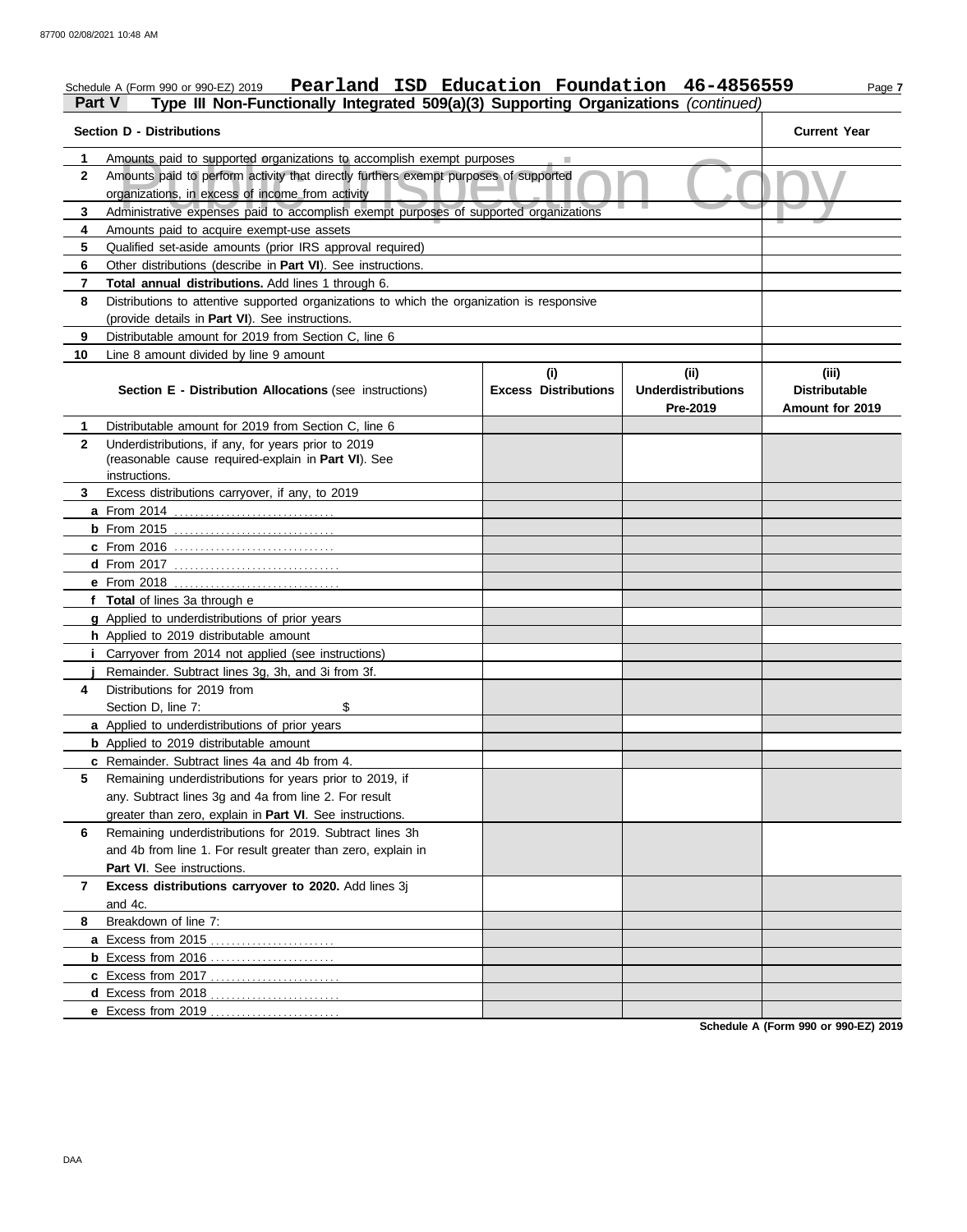Schedule A (Form 990 or 990-EZ) 2019 **Pearland ISD Education Foundation 46-4856559** Page **7**

**Part V** **Type III Non-Functionally Integrated 509(a)(3) Supporting Organizations** *(continued)*

| **Section D - Distributions** | | **Current Year** |
|---|---|---|
| **1** | Amounts paid to supported organizations to accomplish exempt purposes | |
| **2** | Amounts paid to perform activity that directly furthers exempt purposes of supported organizations, in excess of income from activity | |
| **3** | Administrative expenses paid to accomplish exempt purposes of supported organizations | |
| **4** | Amounts paid to acquire exempt-use assets | |
| **5** | Qualified set-aside amounts (prior IRS approval required) | |
| **6** | Other distributions (describe in **Part VI**). See instructions. | |
| **7** | **Total annual distributions.** Add lines 1 through 6. | |
| **8** | Distributions to attentive supported organizations to which the organization is responsive (provide details in **Part VI**). See instructions. | |
| **9** | Distributable amount for 2019 from Section C, line 6 | |
| **10** | Line 8 amount divided by line 9 amount | |

| | **Section E - Distribution Allocations** (see instructions) | **(i) Excess Distributions** | **(ii) Underdistributions Pre-2019** | **(iii) Distributable Amount for 2019** |
|---|---|---|---|---|
| **1** | Distributable amount for 2019 from Section C, line 6 | | | |
| **2** | Underdistributions, if any, for years prior to 2019 (reasonable cause required-explain in **Part VI**). See instructions. | | | |
| **3** | Excess distributions carryover, if any, to 2019 | | | |
| **a** | From 2014 | | | |
| **b** | From 2015 | | | |
| **c** | From 2016 | | | |
| **d** | From 2017 | | | |
| **e** | From 2018 | | | |
| **f** | **Total** of lines 3a through e | | | |
| **g** | Applied to underdistributions of prior years | | | |
| **h** | Applied to 2019 distributable amount | | | |
| **i** | Carryover from 2014 not applied (see instructions) | | | |
| **j** | Remainder. Subtract lines 3g, 3h, and 3i from 3f. | | | |
| **4** | Distributions for 2019 from Section D, line 7: $ | | | |
| **a** | Applied to underdistributions of prior years | | | |
| **b** | Applied to 2019 distributable amount | | | |
| **c** | Remainder. Subtract lines 4a and 4b from 4. | | | |
| **5** | Remaining underdistributions for years prior to 2019, if any. Subtract lines 3g and 4a from line 2. For result greater than zero, explain in **Part VI**. See instructions. | | | |
| **6** | Remaining underdistributions for 2019. Subtract lines 3h and 4b from line 1. For result greater than zero, explain in **Part VI**. See instructions. | | | |
| **7** | **Excess distributions carryover to 2020.** Add lines 3j and 4c. | | | |
| **8** | Breakdown of line 7: | | | |
| **a** | Excess from 2015 | | | |
| **b** | Excess from 2016 | | | |
| **c** | Excess from 2017 | | | |
| **d** | Excess from 2018 | | | |
| **e** | Excess from 2019 | | | |

**Schedule A (Form 990 or 990-EZ) 2019**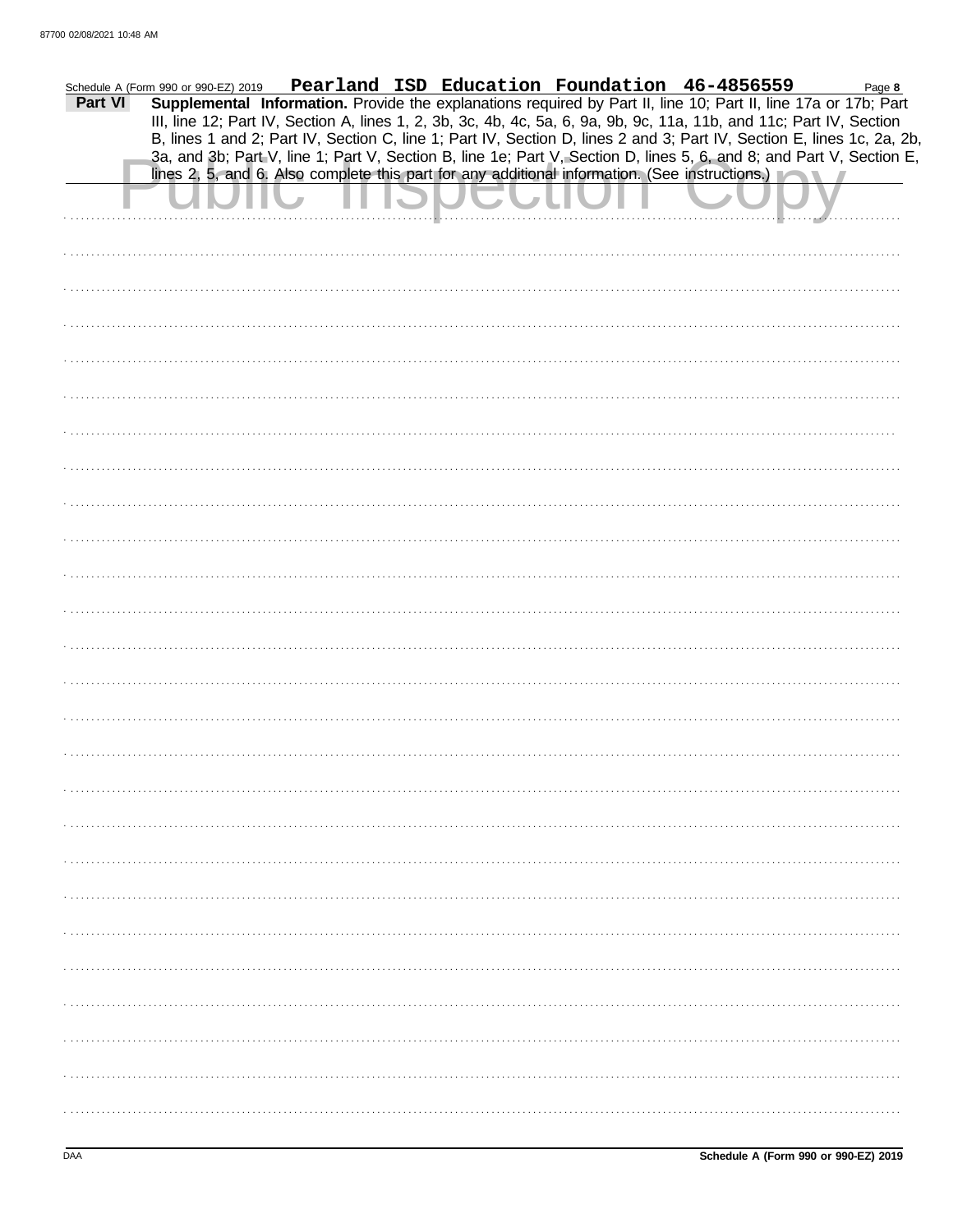Schedule A (Form 990 or 990-EZ) 2019 **Pearland ISD Education Foundation 46-4856559**

**Part VI** **Supplemental Information.** Provide the explanations required by Part II, line 10; Part II, line 17a or 17b; Part III, line 12; Part IV, Section A, lines 1, 2, 3b, 3c, 4b, 4c, 5a, 6, 9a, 9b, 9c, 11a, 11b, and 11c; Part IV, Section B, lines 1 and 2; Part IV, Section C, line 1; Part IV, Section D, lines 2 and 3; Part IV, Section E, lines 1c, 2a, 2b, 3a, and 3b; Part V, line 1; Part V, Section B, line 1e; Part V, Section D, lines 5, 6, and 8; and Part V, Section E, lines 2, 5, and 6. Also complete this part for any additional information. (See instructions.)

Public Inspection Copy

Schedule A (Form 990 or 990-EZ) 2019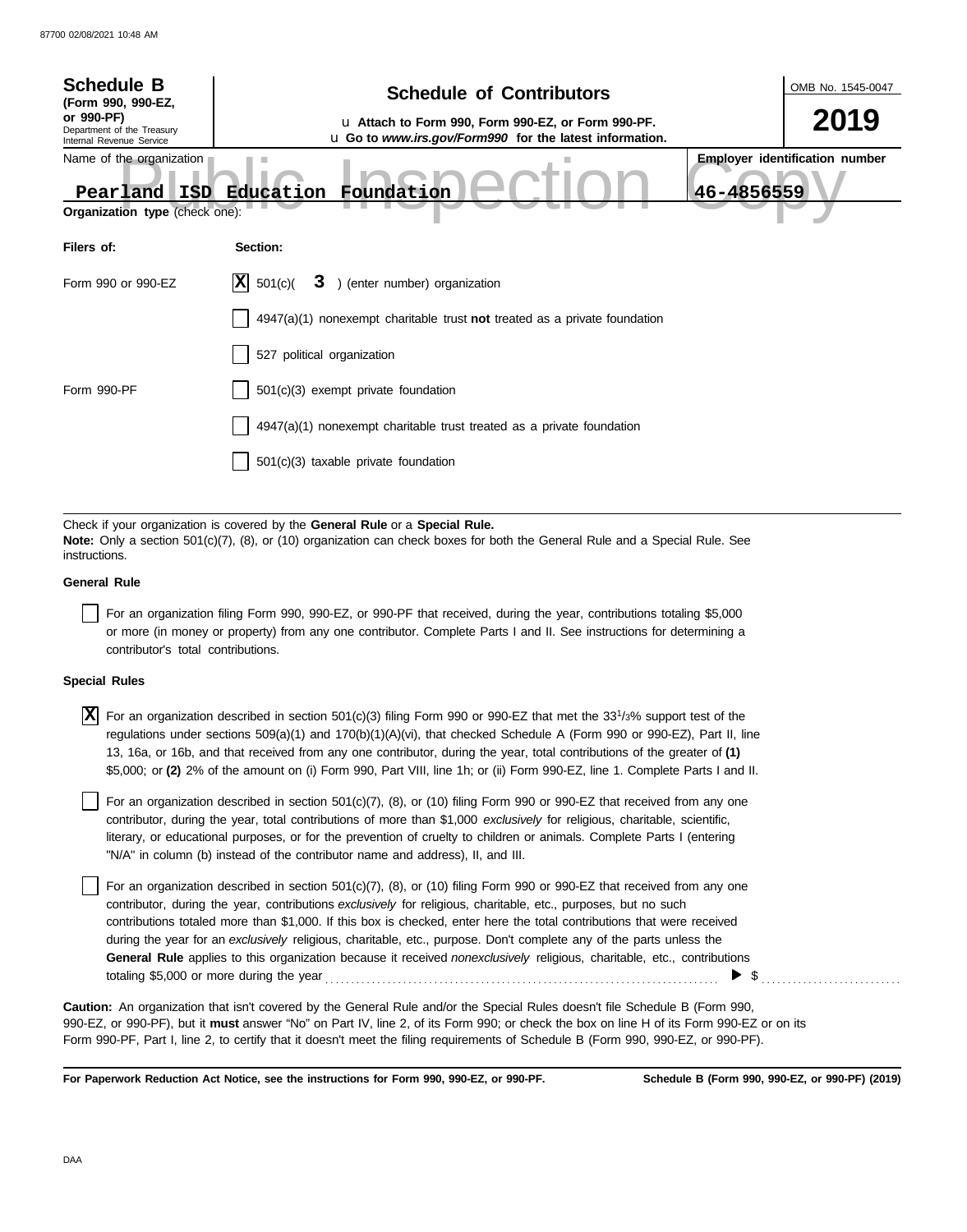# Schedule B (Form 990, 990-EZ, or 990-PF)

Department of the Treasury
Internal Revenue Service

## Schedule of Contributors

u Attach to Form 990, Form 990-EZ, or Form 990-PF.
u Go to *www.irs.gov/Form990* for the latest information.

OMB No. 1545-0047

**2019**

Name of the organization: **Pearland ISD Education Foundation**

Employer identification number: **46-4856559**

**Organization type** (check one):

| **Filers of:** | **Section:** |
|---|---|
| Form 990 or 990-EZ | [X] 501(c)( **3** ) (enter number) organization |
| | [ ] 4947(a)(1) nonexempt charitable trust **not** treated as a private foundation |
| | [ ] 527 political organization |
| Form 990-PF | [ ] 501(c)(3) exempt private foundation |
| | [ ] 4947(a)(1) nonexempt charitable trust treated as a private foundation |
| | [ ] 501(c)(3) taxable private foundation |

Check if your organization is covered by the **General Rule** or a **Special Rule.**

**Note:** Only a section 501(c)(7), (8), or (10) organization can check boxes for both the General Rule and a Special Rule. See instructions.

**General Rule**

[ ] For an organization filing Form 990, 990-EZ, or 990-PF that received, during the year, contributions totaling $5,000 or more (in money or property) from any one contributor. Complete Parts I and II. See instructions for determining a contributor's total contributions.

**Special Rules**

[X] For an organization described in section 501(c)(3) filing Form 990 or 990-EZ that met the 33 1/3% support test of the regulations under sections 509(a)(1) and 170(b)(1)(A)(vi), that checked Schedule A (Form 990 or 990-EZ), Part II, line 13, 16a, or 16b, and that received from any one contributor, during the year, total contributions of the greater of **(1)** $5,000; or **(2)** 2% of the amount on (i) Form 990, Part VIII, line 1h; or (ii) Form 990-EZ, line 1. Complete Parts I and II.

[ ] For an organization described in section 501(c)(7), (8), or (10) filing Form 990 or 990-EZ that received from any one contributor, during the year, total contributions of more than $1,000 *exclusively* for religious, charitable, scientific, literary, or educational purposes, or for the prevention of cruelty to children or animals. Complete Parts I (entering "N/A" in column (b) instead of the contributor name and address), II, and III.

[ ] For an organization described in section 501(c)(7), (8), or (10) filing Form 990 or 990-EZ that received from any one contributor, during the year, contributions *exclusively* for religious, charitable, etc., purposes, but no such contributions totaled more than $1,000. If this box is checked, enter here the total contributions that were received during the year for an *exclusively* religious, charitable, etc., purpose. Don't complete any of the parts unless the **General Rule** applies to this organization because it received *nonexclusively* religious, charitable, etc., contributions totaling $5,000 or more during the year . . . . . . . . ▶ $ . . . . . . . .

**Caution:** An organization that isn't covered by the General Rule and/or the Special Rules doesn't file Schedule B (Form 990, 990-EZ, or 990-PF), but it **must** answer "No" on Part IV, line 2, of its Form 990; or check the box on line H of its Form 990-EZ or on its Form 990-PF, Part I, line 2, to certify that it doesn't meet the filing requirements of Schedule B (Form 990, 990-EZ, or 990-PF).

**For Paperwork Reduction Act Notice, see the instructions for Form 990, 990-EZ, or 990-PF.** **Schedule B (Form 990, 990-EZ, or 990-PF) (2019)**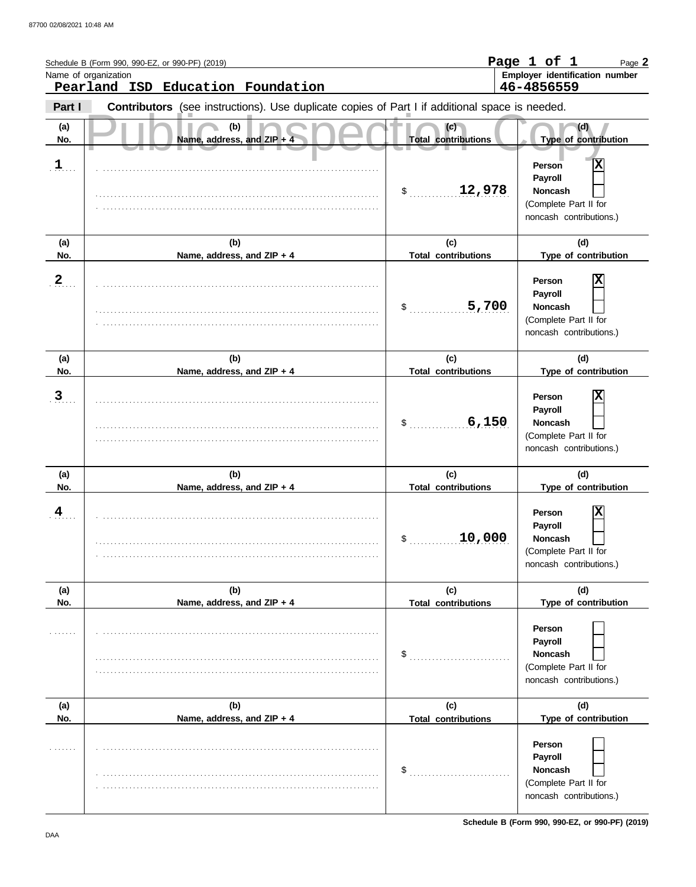Schedule B (Form 990, 990-EZ, or 990-PF) (2019)

Name of organization: **Pearland ISD Education Foundation**

Employer identification number: **46-4856559**

## Part I — Contributors (see instructions). Use duplicate copies of Part I if additional space is needed.

Public Inspection Copy

| (a) No. | (b) Name, address, and ZIP + 4 | (c) Total contributions | (d) Type of contribution |
|---|---|---|---|
| 1 | | $ 12,978 | Person [X] Payroll [ ] Noncash [ ] (Complete Part II for noncash contributions.) |
| 2 | | $ 5,700 | Person [X] Payroll [ ] Noncash [ ] (Complete Part II for noncash contributions.) |
| 3 | | $ 6,150 | Person [X] Payroll [ ] Noncash [ ] (Complete Part II for noncash contributions.) |
| 4 | | $ 10,000 | Person [X] Payroll [ ] Noncash [ ] (Complete Part II for noncash contributions.) |
| | | $ | Person [ ] Payroll [ ] Noncash [ ] (Complete Part II for noncash contributions.) |
| | | $ | Person [ ] Payroll [ ] Noncash [ ] (Complete Part II for noncash contributions.) |

DAA

Schedule B (Form 990, 990-EZ, or 990-PF) (2019)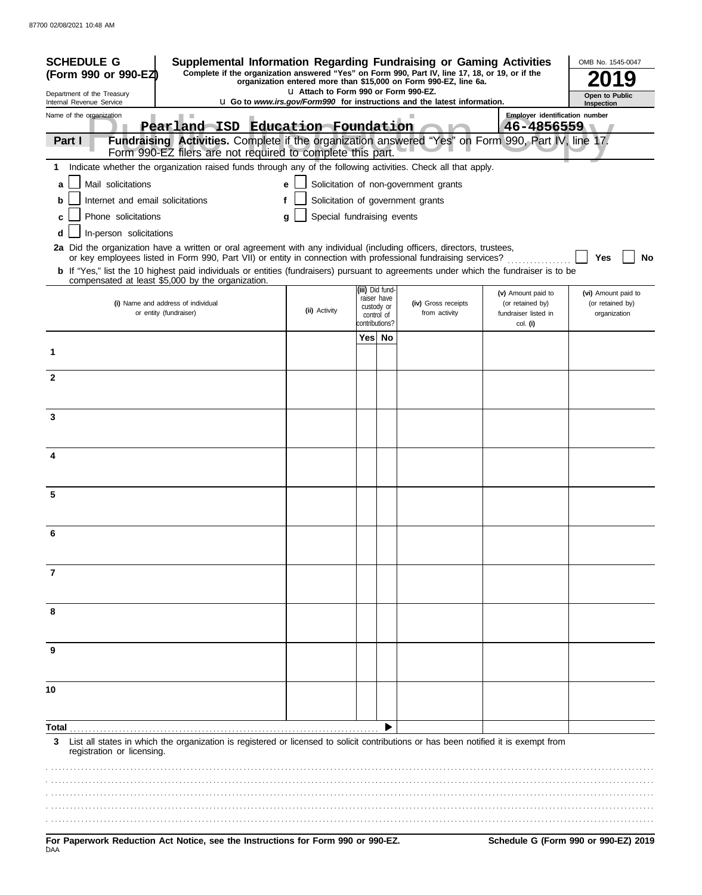87700 02/08/2021 10:48 AM

**SCHEDULE G (Form 990 or 990-EZ)**

Department of the Treasury
Internal Revenue Service

# Supplemental Information Regarding Fundraising or Gaming Activities

**Complete if the organization answered "Yes" on Form 990, Part IV, line 17, 18, or 19, or if the organization entered more than $15,000 on Form 990-EZ, line 6a.**

u Attach to Form 990 or Form 990-EZ.

u Go to *www.irs.gov/Form990* for instructions and the latest information.

OMB No. 1545-0047

**2019**

**Open to Public Inspection**

Name of the organization: **Pearland ISD Education Foundation**

Employer identification number: **46-4856559**

Public Inspection Copy

**Part I** **Fundraising Activities.** Complete if the organization answered "Yes" on Form 990, Part IV, line 17. Form 990-EZ filers are not required to complete this part.

**1** Indicate whether the organization raised funds through any of the following activities. Check all that apply.

- **a** ☐ Mail solicitations
- **b** ☐ Internet and email solicitations
- **c** ☐ Phone solicitations
- **d** ☐ In-person solicitations
- **e** ☐ Solicitation of non-government grants
- **f** ☐ Solicitation of government grants
- **g** ☐ Special fundraising events

**2a** Did the organization have a written or oral agreement with any individual (including officers, directors, trustees, or key employees listed in Form 990, Part VII) or entity in connection with professional fundraising services? ☐ Yes ☐ No

**b** If "Yes," list the 10 highest paid individuals or entities (fundraisers) pursuant to agreements under which the fundraiser is to be compensated at least $5,000 by the organization.

| | (i) Name and address of individual or entity (fundraiser) | (ii) Activity | (iii) Did fund-raiser have custody or control of contributions? Yes | No | (iv) Gross receipts from activity | (v) Amount paid to (or retained by) fundraiser listed in col. (i) | (vi) Amount paid to (or retained by) organization |
|---|---|---|---|---|---|---|---|
| 1 | | | | | | | |
| 2 | | | | | | | |
| 3 | | | | | | | |
| 4 | | | | | | | |
| 5 | | | | | | | |
| 6 | | | | | | | |
| 7 | | | | | | | |
| 8 | | | | | | | |
| 9 | | | | | | | |
| 10 | | | | | | | |
| Total | | | | ▶ | | | |

**3** List all states in which the organization is registered or licensed to solicit contributions or has been notified it is exempt from registration or licensing.

**For Paperwork Reduction Act Notice, see the Instructions for Form 990 or 990-EZ.** **Schedule G (Form 990 or 990-EZ) 2019**

DAA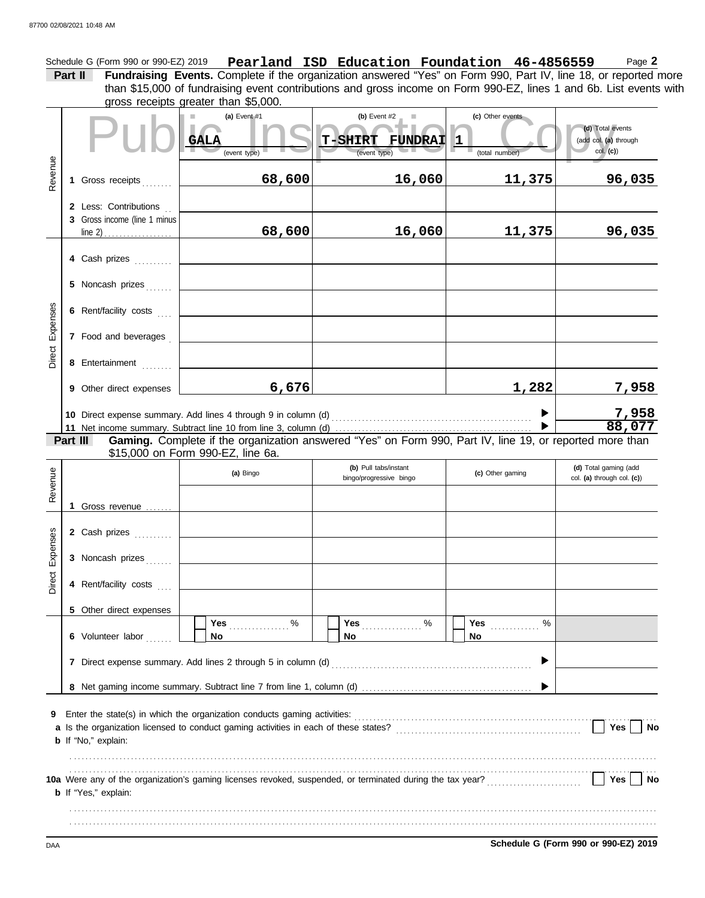Schedule G (Form 990 or 990-EZ) 2019 **Pearland ISD Education Foundation 46-4856559** Page **2**

**Part II** **Fundraising Events.** Complete if the organization answered "Yes" on Form 990, Part IV, line 18, or reported more than $15,000 of fundraising event contributions and gross income on Form 990-EZ, lines 1 and 6b. List events with gross receipts greater than $5,000.

Public Inspection Copy

| | | (a) Event #1 | (b) Event #2 | (c) Other events | (d) Total events (add col. (a) through col. (c)) |
|---|---|---|---|---|---|
| | | GALA (event type) | T-SHIRT FUNDRAI (event type) | 1 (total number) | |
| Revenue | 1 Gross receipts | 68,600 | 16,060 | 11,375 | 96,035 |
| | 2 Less: Contributions | | | | |
| | 3 Gross income (line 1 minus line 2) | 68,600 | 16,060 | 11,375 | 96,035 |
| Direct Expenses | 4 Cash prizes | | | | |
| | 5 Noncash prizes | | | | |
| | 6 Rent/facility costs | | | | |
| | 7 Food and beverages | | | | |
| | 8 Entertainment | | | | |
| | 9 Other direct expenses | 6,676 | | 1,282 | 7,958 |
| | 10 Direct expense summary. Add lines 4 through 9 in column (d) | | | | 7,958 |
| | 11 Net income summary. Subtract line 10 from line 3, column (d) | | | | 88,077 |

**Part III** **Gaming.** Complete if the organization answered "Yes" on Form 990, Part IV, line 19, or reported more than $15,000 on Form 990-EZ, line 6a.

| | | (a) Bingo | (b) Pull tabs/instant bingo/progressive bingo | (c) Other gaming | (d) Total gaming (add col. (a) through col. (c)) |
|---|---|---|---|---|---|
| Revenue | 1 Gross revenue | | | | |
| Direct Expenses | 2 Cash prizes | | | | |
| | 3 Noncash prizes | | | | |
| | 4 Rent/facility costs | | | | |
| | 5 Other direct expenses | | | | |
| | 6 Volunteer labor | Yes ...... % / No | Yes ...... % / No | Yes ...... % / No | |
| | 7 Direct expense summary. Add lines 2 through 5 in column (d) | | | | |
| | 8 Net gaming income summary. Subtract line 7 from line 1, column (d) | | | | |

**9** Enter the state(s) in which the organization conducts gaming activities: ..........

**a** Is the organization licensed to conduct gaming activities in each of these states? .......... Yes No

**b** If "No," explain:

**10a** Were any of the organization's gaming licenses revoked, suspended, or terminated during the tax year? .......... Yes No

**b** If "Yes," explain:

DAA **Schedule G (Form 990 or 990-EZ) 2019**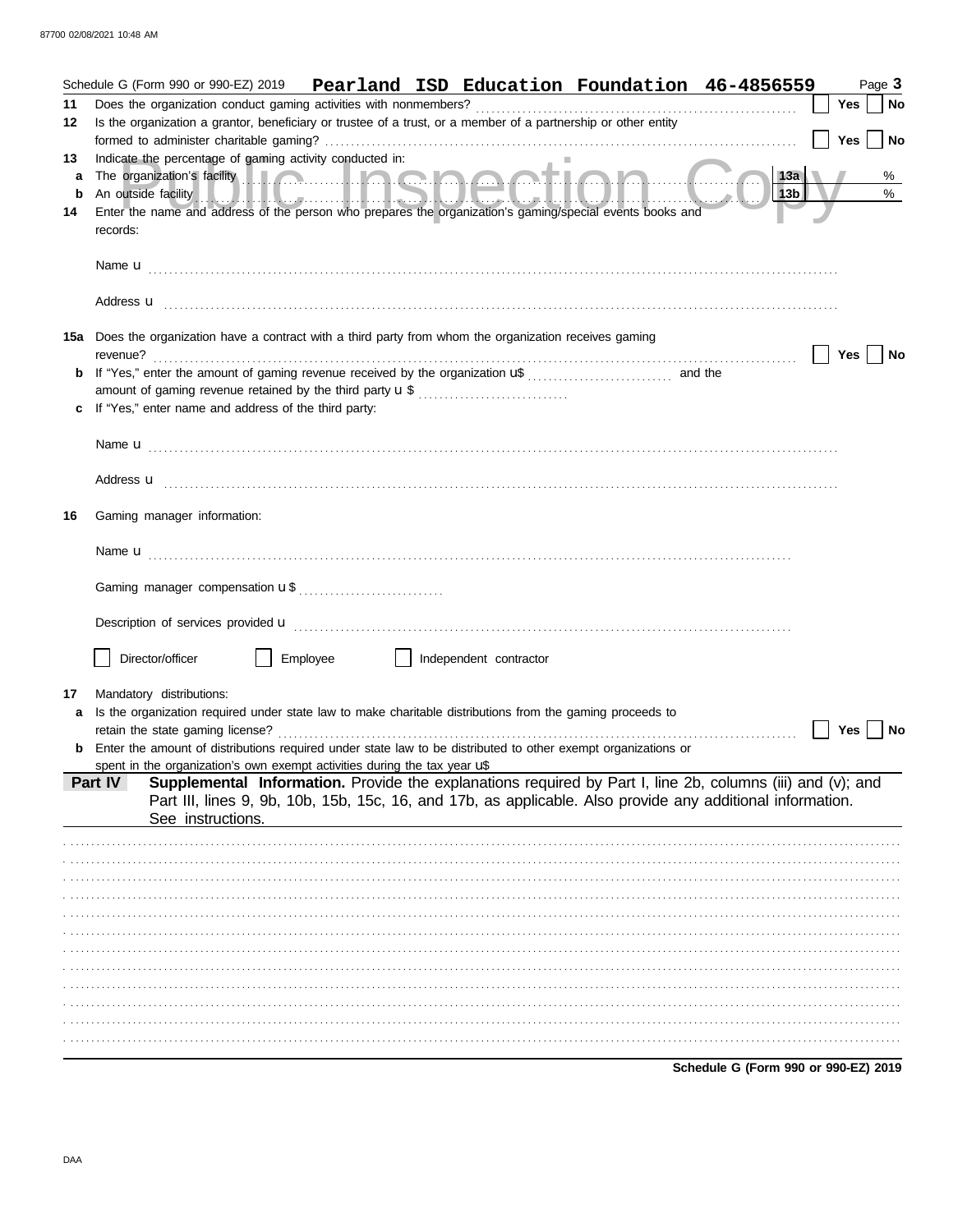Schedule G (Form 990 or 990-EZ) 2019 **Pearland ISD Education Foundation 46-4856559** Page **3**

**11** Does the organization conduct gaming activities with nonmembers? ☐ **Yes** ☐ **No**

**12** Is the organization a grantor, beneficiary or trustee of a trust, or a member of a partnership or other entity formed to administer charitable gaming? ☐ **Yes** ☐ **No**

**13** Indicate the percentage of gaming activity conducted in:

**a** The organization's facility **13a** %

**b** An outside facility **13b** %

**14** Enter the name and address of the person who prepares the organization's gaming/special events books and records:

Name u

Address u

**15a** Does the organization have a contract with a third party from whom the organization receives gaming revenue? ☐ **Yes** ☐ **No**

**b** If "Yes," enter the amount of gaming revenue received by the organization u$ and the amount of gaming revenue retained by the third party u $

**c** If "Yes," enter name and address of the third party:

Name u

Address u

**16** Gaming manager information:

Name u

Gaming manager compensation u $

Description of services provided u

☐ Director/officer ☐ Employee ☐ Independent contractor

**17** Mandatory distributions:

**a** Is the organization required under state law to make charitable distributions from the gaming proceeds to retain the state gaming license? ☐ **Yes** ☐ **No**

**b** Enter the amount of distributions required under state law to be distributed to other exempt organizations or spent in the organization's own exempt activities during the tax year u$

**Part IV** **Supplemental Information.** Provide the explanations required by Part I, line 2b, columns (iii) and (v); and Part III, lines 9, 9b, 10b, 15b, 15c, 16, and 17b, as applicable. Also provide any additional information. See instructions.

**Schedule G (Form 990 or 990-EZ) 2019**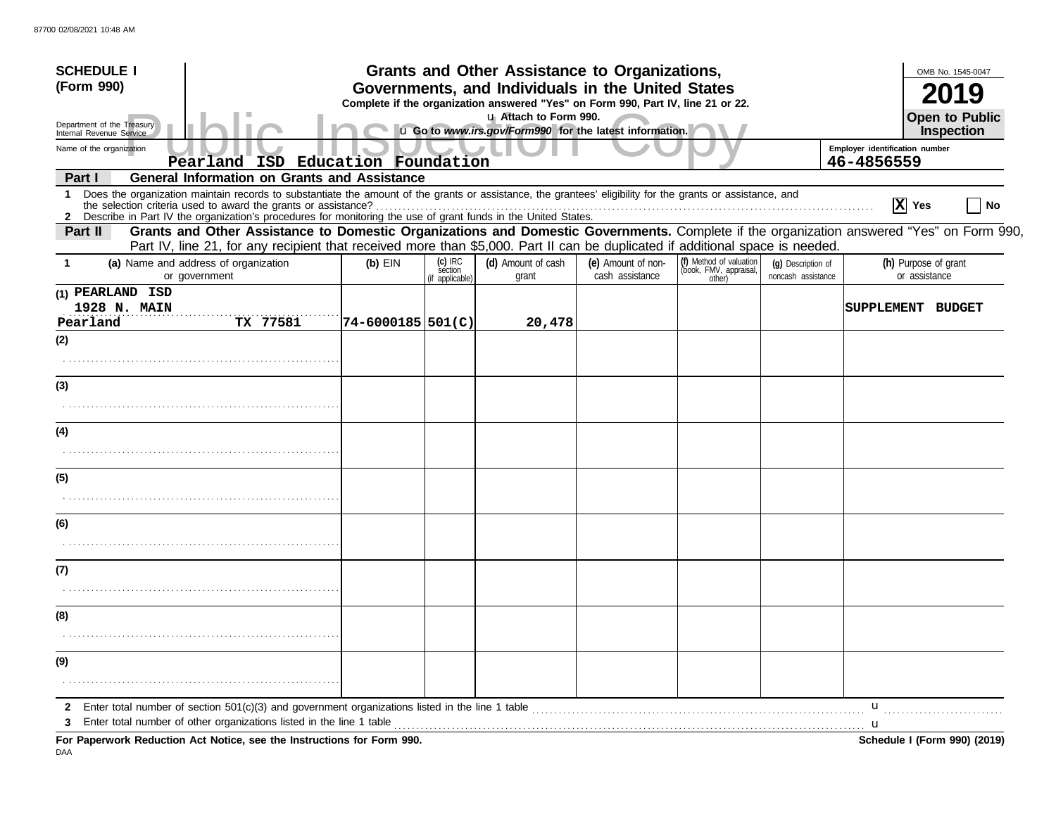87700 02/08/2021 10:48 AM

**SCHEDULE I (Form 990)**

Department of the Treasury
Internal Revenue Service

# Grants and Other Assistance to Organizations, Governments, and Individuals in the United States

**Complete if the organization answered "Yes" on Form 990, Part IV, line 21 or 22.**

u Attach to Form 990.

u Go to *www.irs.gov/Form990* for the latest information.

OMB No. 1545-0047

**2019**

**Open to Public Inspection**

Public Inspection Copy

Name of the organization: Pearland ISD Education Foundation

Employer identification number: 46-4856559

## Part I General Information on Grants and Assistance

1 Does the organization maintain records to substantiate the amount of the grants or assistance, the grantees' eligibility for the grants or assistance, and the selection criteria used to award the grants or assistance? ....... [X] Yes [ ] No

2 Describe in Part IV the organization's procedures for monitoring the use of grant funds in the United States.

## Part II Grants and Other Assistance to Domestic Organizations and Domestic Governments.

Complete if the organization answered "Yes" on Form 990, Part IV, line 21, for any recipient that received more than $5,000. Part II can be duplicated if additional space is needed.

| 1 (a) Name and address of organization or government | (b) EIN | (c) IRC section (if applicable) | (d) Amount of cash grant | (e) Amount of non-cash assistance | (f) Method of valuation (book, FMV, appraisal, other) | (g) Description of noncash assistance | (h) Purpose of grant or assistance |
|---|---|---|---|---|---|---|---|
| (1) PEARLAND ISD 1928 N. MAIN Pearland TX 77581 | 74-6000185 | 501(C) | 20,478 | | | | SUPPLEMENT BUDGET |
| (2) | | | | | | | |
| (3) | | | | | | | |
| (4) | | | | | | | |
| (5) | | | | | | | |
| (6) | | | | | | | |
| (7) | | | | | | | |
| (8) | | | | | | | |
| (9) | | | | | | | |

2 Enter total number of section 501(c)(3) and government organizations listed in the line 1 table ....... u

3 Enter total number of other organizations listed in the line 1 table ....... u

**For Paperwork Reduction Act Notice, see the Instructions for Form 990.**

**Schedule I (Form 990) (2019)**

DAA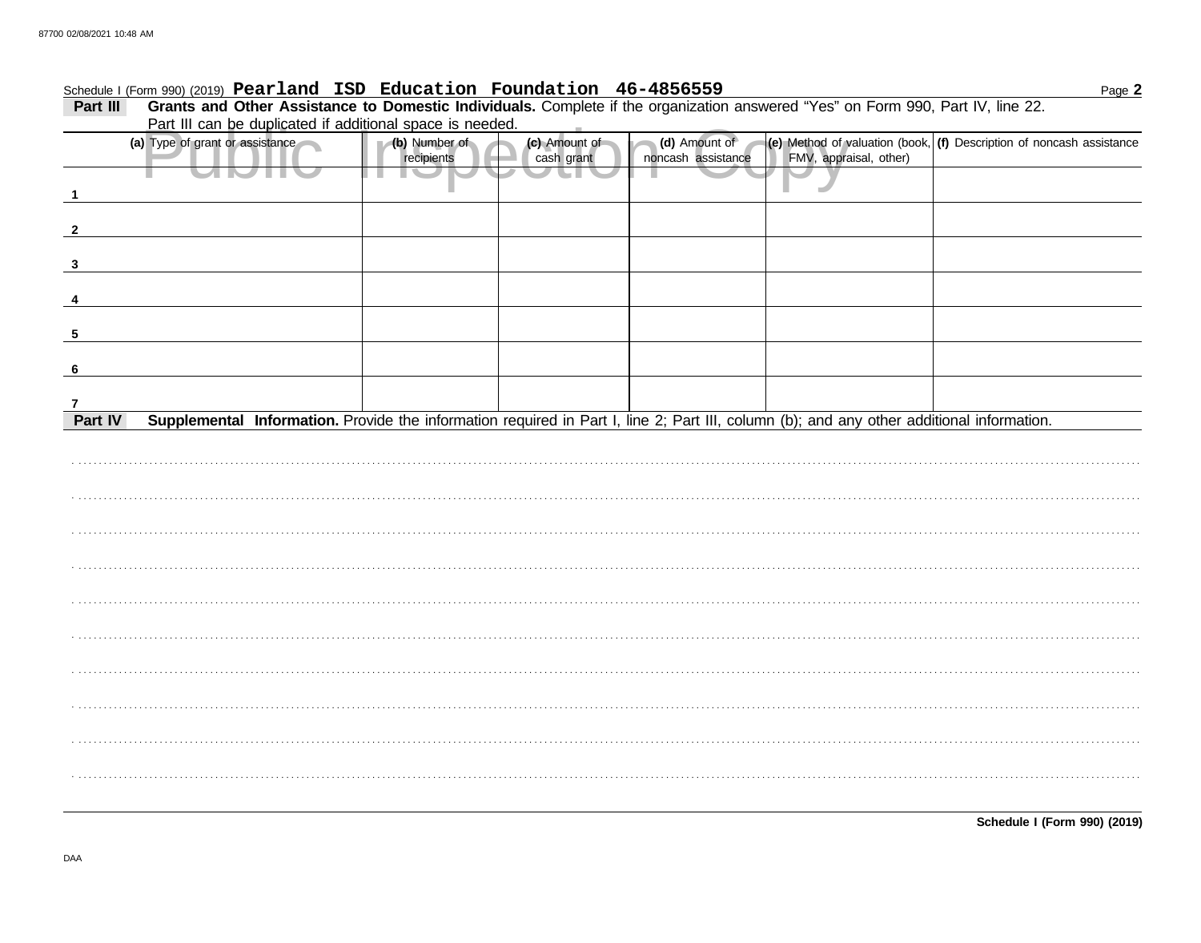Schedule I (Form 990) (2019) **Pearland ISD Education Foundation 46-4856559**

**Part III** **Grants and Other Assistance to Domestic Individuals.** Complete if the organization answered "Yes" on Form 990, Part IV, line 22. Part III can be duplicated if additional space is needed.

| (a) Type of grant or assistance | (b) Number of recipients | (c) Amount of cash grant | (d) Amount of noncash assistance | (e) Method of valuation (book, FMV, appraisal, other) | (f) Description of noncash assistance |
|---|---|---|---|---|---|
| 1 | | | | | |
| 2 | | | | | |
| 3 | | | | | |
| 4 | | | | | |
| 5 | | | | | |
| 6 | | | | | |
| 7 | | | | | |

**Part IV** **Supplemental Information.** Provide the information required in Part I, line 2; Part III, column (b); and any other additional information.

**Schedule I (Form 990) (2019)**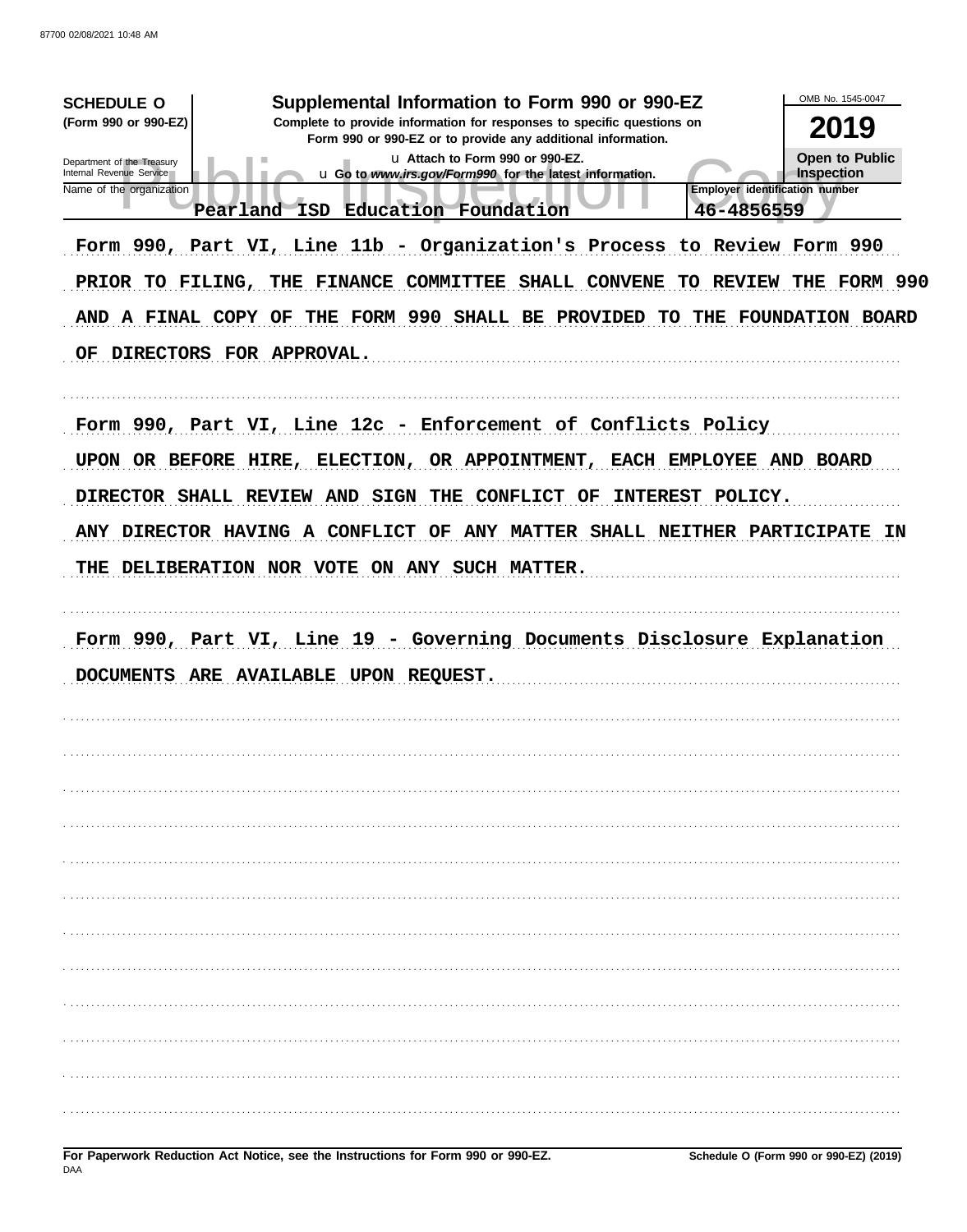**SCHEDULE O** (Form 990 or 990-EZ)

Department of the Treasury
Internal Revenue Service

# Supplemental Information to Form 990 or 990-EZ

**Complete to provide information for responses to specific questions on Form 990 or 990-EZ or to provide any additional information.**

**u Attach to Form 990 or 990-EZ.**

**u Go to *www.irs.gov/Form990* for the latest information.**

OMB No. 1545-0047

**2019**

**Open to Public Inspection**

| Name of the organization | Employer identification number |
|---|---|
| Pearland ISD Education Foundation | 46-4856559 |

Form 990, Part VI, Line 11b - Organization's Process to Review Form 990

PRIOR TO FILING, THE FINANCE COMMITTEE SHALL CONVENE TO REVIEW THE FORM 990 AND A FINAL COPY OF THE FORM 990 SHALL BE PROVIDED TO THE FOUNDATION BOARD OF DIRECTORS FOR APPROVAL.

Form 990, Part VI, Line 12c - Enforcement of Conflicts Policy

UPON OR BEFORE HIRE, ELECTION, OR APPOINTMENT, EACH EMPLOYEE AND BOARD DIRECTOR SHALL REVIEW AND SIGN THE CONFLICT OF INTEREST POLICY. ANY DIRECTOR HAVING A CONFLICT OF ANY MATTER SHALL NEITHER PARTICIPATE IN THE DELIBERATION NOR VOTE ON ANY SUCH MATTER.

Form 990, Part VI, Line 19 - Governing Documents Disclosure Explanation

DOCUMENTS ARE AVAILABLE UPON REQUEST.

**For Paperwork Reduction Act Notice, see the Instructions for Form 990 or 990-EZ.**
DAA
**Schedule O (Form 990 or 990-EZ) (2019)**